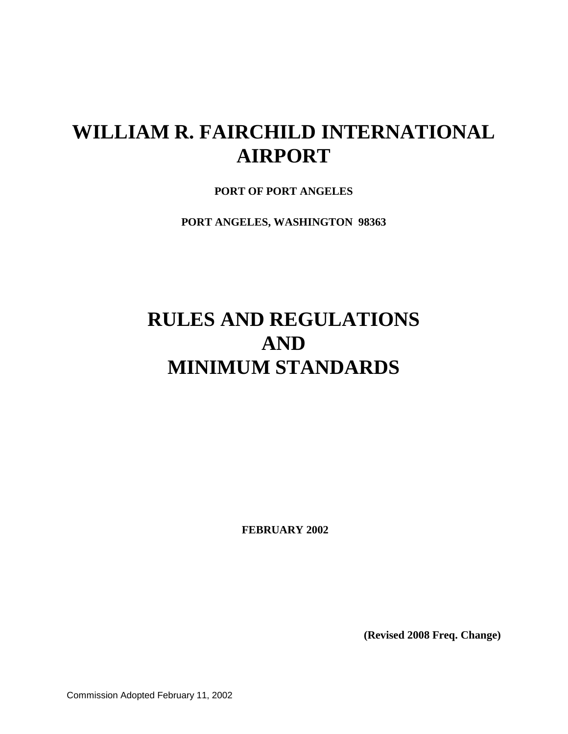# WILLIAM R. FAIRCHILD INTERNATIONAL AIRPORT

**PORT OF PORT ANGELES**

**PORT ANGELES, WASHINGTON 98363**

# RULES AND REGULATIONS AND MINIMUM STANDARDS

**FEBRUARY 2002**

**(Revised 2008 Freq. Change)**

Commission Adopted February 11, 2002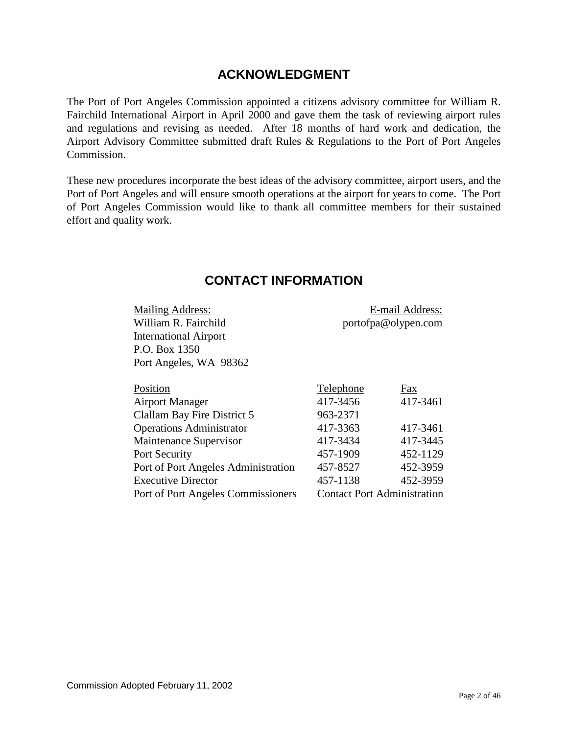## ACKNOWLEDGMENT

The Port of Port Angeles Commission appointed a citizens advisory committee for William R. Fairchild International Airport in April 2000 and gave them the task of reviewing airport rules and regulations and revising as needed. After 18 months of hard work and dedication, the Airport Advisory Committee submitted draft Rules & Regulations to the Port of Port Angeles Commission.

These new procedures incorporate the best ideas of the advisory committee, airport users, and the Port of Port Angeles and will ensure smooth operations at the airport for years to come. The Port of Port Angeles Commission would like to thank all committee members for their sustained effort and quality work.

## CONTACT INFORMATION

<u>Mailing Address:</u>
William R. Fairchild
International Airport
P.O. Box 1350
Port Angeles, WA 98362

<u>E-mail Address:</u>
portofpa@olypen.com

| Position | Telephone | Fax |
|---|---|---|
| Airport Manager | 417-3456 | 417-3461 |
| Clallam Bay Fire District 5 | 963-2371 | |
| Operations Administrator | 417-3363 | 417-3461 |
| Maintenance Supervisor | 417-3434 | 417-3445 |
| Port Security | 457-1909 | 452-1129 |
| Port of Port Angeles Administration | 457-8527 | 452-3959 |
| Executive Director | 457-1138 | 452-3959 |
| Port of Port Angeles Commissioners | Contact Port Administration | |

Commission Adopted February 11, 2002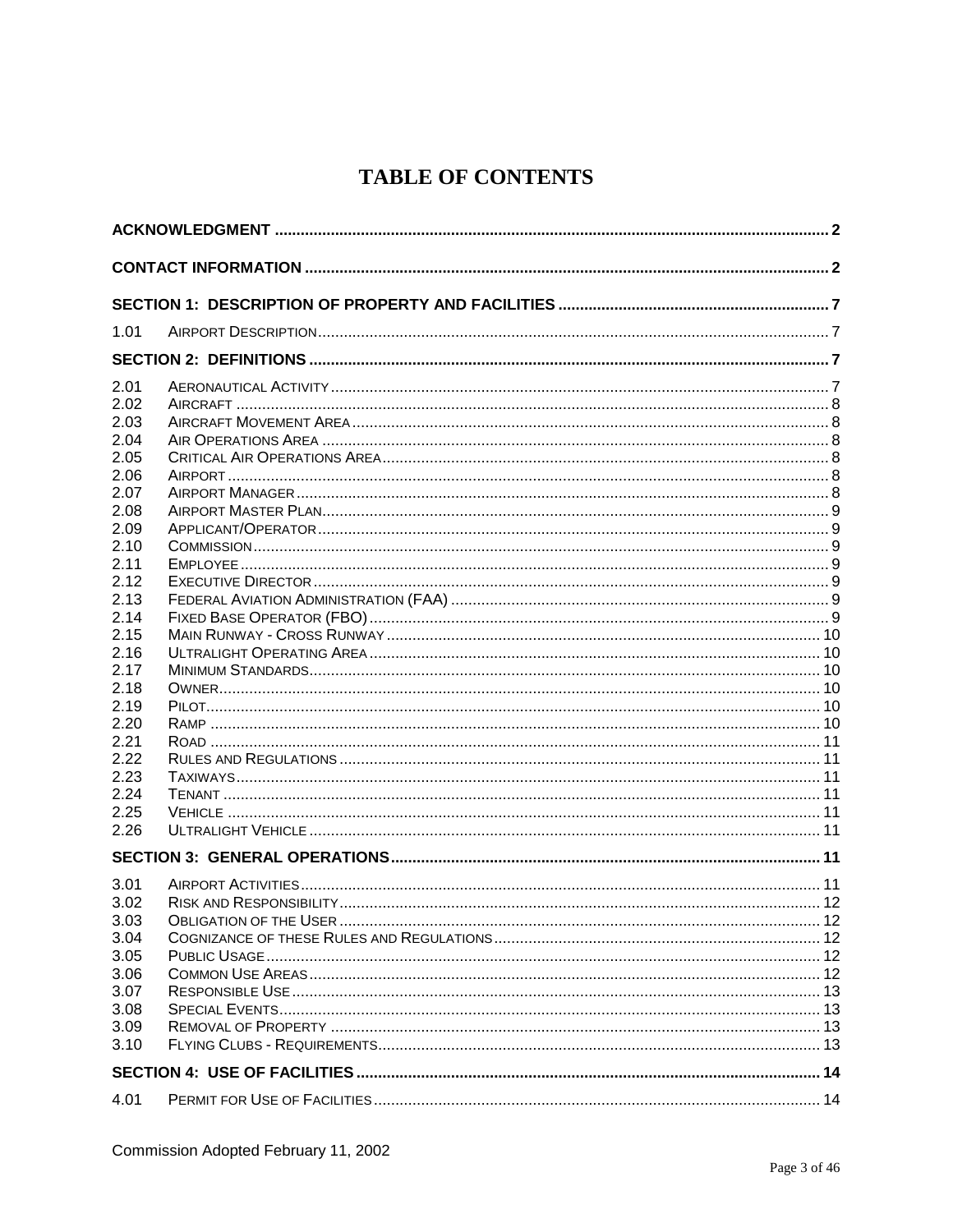# TABLE OF CONTENTS

**ACKNOWLEDGMENT** ........ 2

**CONTACT INFORMATION** ........ 2

**SECTION 1: DESCRIPTION OF PROPERTY AND FACILITIES** ........ 7

1.01 Airport Description ........ 7

**SECTION 2: DEFINITIONS** ........ 7

2.01 Aeronautical Activity ........ 7
2.02 Aircraft ........ 8
2.03 Aircraft Movement Area ........ 8
2.04 Air Operations Area ........ 8
2.05 Critical Air Operations Area ........ 8
2.06 Airport ........ 8
2.07 Airport Manager ........ 8
2.08 Airport Master Plan ........ 9
2.09 Applicant/Operator ........ 9
2.10 Commission ........ 9
2.11 Employee ........ 9
2.12 Executive Director ........ 9
2.13 Federal Aviation Administration (FAA) ........ 9
2.14 Fixed Base Operator (FBO) ........ 9
2.15 Main Runway - Cross Runway ........ 10
2.16 Ultralight Operating Area ........ 10
2.17 Minimum Standards ........ 10
2.18 Owner ........ 10
2.19 Pilot ........ 10
2.20 Ramp ........ 10
2.21 Road ........ 11
2.22 Rules and Regulations ........ 11
2.23 Taxiways ........ 11
2.24 Tenant ........ 11
2.25 Vehicle ........ 11
2.26 Ultralight Vehicle ........ 11

**SECTION 3: GENERAL OPERATIONS** ........ 11

3.01 Airport Activities ........ 11
3.02 Risk and Responsibility ........ 12
3.03 Obligation of the User ........ 12
3.04 Cognizance of these Rules and Regulations ........ 12
3.05 Public Usage ........ 12
3.06 Common Use Areas ........ 12
3.07 Responsible Use ........ 13
3.08 Special Events ........ 13
3.09 Removal of Property ........ 13
3.10 Flying Clubs - Requirements ........ 13

**SECTION 4: USE OF FACILITIES** ........ 14

4.01 Permit for Use of Facilities ........ 14

Commission Adopted February 11, 2002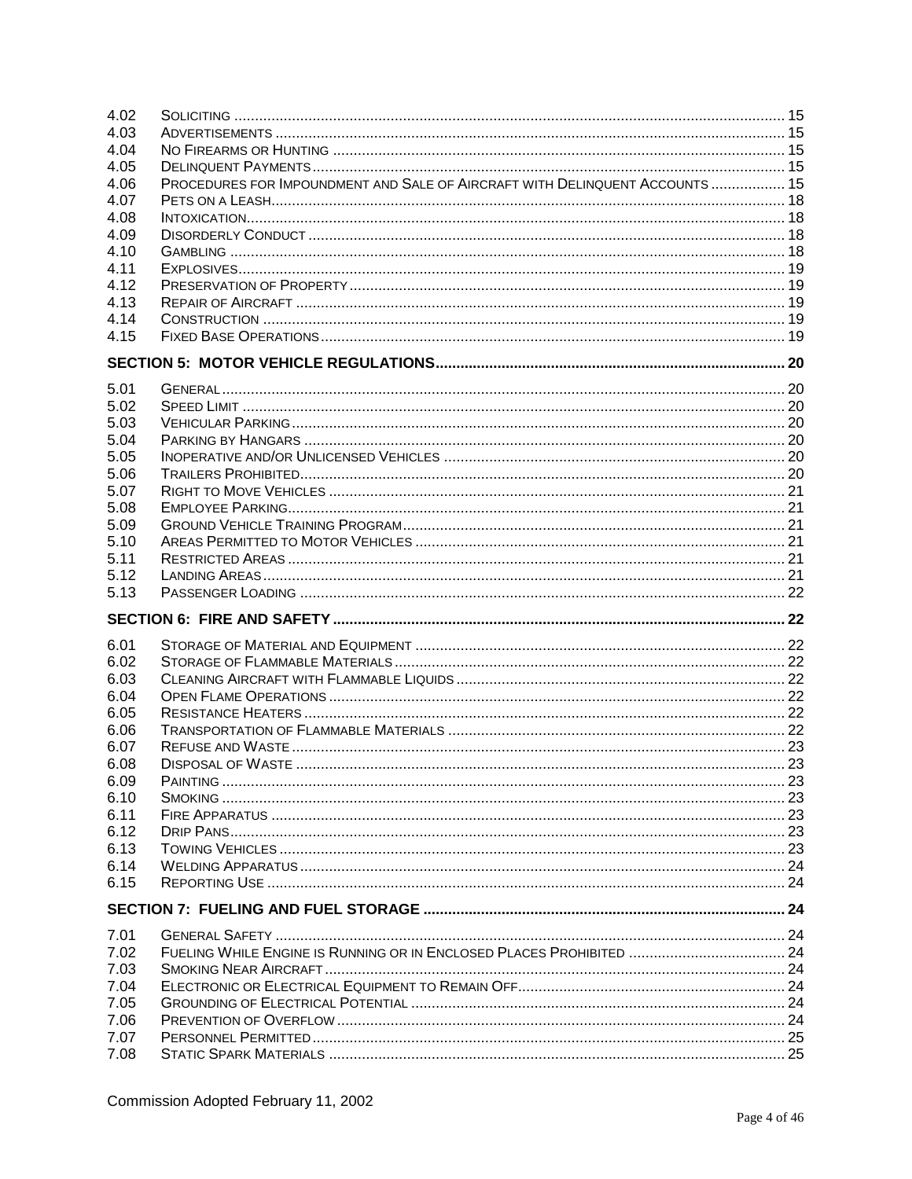| | | |
|---|---|---|
| 4.02 | Soliciting | 15 |
| 4.03 | Advertisements | 15 |
| 4.04 | No Firearms or Hunting | 15 |
| 4.05 | Delinquent Payments | 15 |
| 4.06 | Procedures for Impoundment and Sale of Aircraft with Delinquent Accounts | 15 |
| 4.07 | Pets on a Leash | 18 |
| 4.08 | Intoxication | 18 |
| 4.09 | Disorderly Conduct | 18 |
| 4.10 | Gambling | 18 |
| 4.11 | Explosives | 19 |
| 4.12 | Preservation of Property | 19 |
| 4.13 | Repair of Aircraft | 19 |
| 4.14 | Construction | 19 |
| 4.15 | Fixed Base Operations | 19 |
| **SECTION 5: MOTOR VEHICLE REGULATIONS** | | **20** |
| 5.01 | General | 20 |
| 5.02 | Speed Limit | 20 |
| 5.03 | Vehicular Parking | 20 |
| 5.04 | Parking by Hangars | 20 |
| 5.05 | Inoperative and/or Unlicensed Vehicles | 20 |
| 5.06 | Trailers Prohibited | 20 |
| 5.07 | Right to Move Vehicles | 21 |
| 5.08 | Employee Parking | 21 |
| 5.09 | Ground Vehicle Training Program | 21 |
| 5.10 | Areas Permitted to Motor Vehicles | 21 |
| 5.11 | Restricted Areas | 21 |
| 5.12 | Landing Areas | 21 |
| 5.13 | Passenger Loading | 22 |
| **SECTION 6: FIRE AND SAFETY** | | **22** |
| 6.01 | Storage of Material and Equipment | 22 |
| 6.02 | Storage of Flammable Materials | 22 |
| 6.03 | Cleaning Aircraft with Flammable Liquids | 22 |
| 6.04 | Open Flame Operations | 22 |
| 6.05 | Resistance Heaters | 22 |
| 6.06 | Transportation of Flammable Materials | 22 |
| 6.07 | Refuse and Waste | 23 |
| 6.08 | Disposal of Waste | 23 |
| 6.09 | Painting | 23 |
| 6.10 | Smoking | 23 |
| 6.11 | Fire Apparatus | 23 |
| 6.12 | Drip Pans | 23 |
| 6.13 | Towing Vehicles | 23 |
| 6.14 | Welding Apparatus | 24 |
| 6.15 | Reporting Use | 24 |
| **SECTION 7: FUELING AND FUEL STORAGE** | | **24** |
| 7.01 | General Safety | 24 |
| 7.02 | Fueling While Engine is Running or in Enclosed Places Prohibited | 24 |
| 7.03 | Smoking Near Aircraft | 24 |
| 7.04 | Electronic or Electrical Equipment to Remain Off | 24 |
| 7.05 | Grounding of Electrical Potential | 24 |
| 7.06 | Prevention of Overflow | 24 |
| 7.07 | Personnel Permitted | 25 |
| 7.08 | Static Spark Materials | 25 |

Commission Adopted February 11, 2002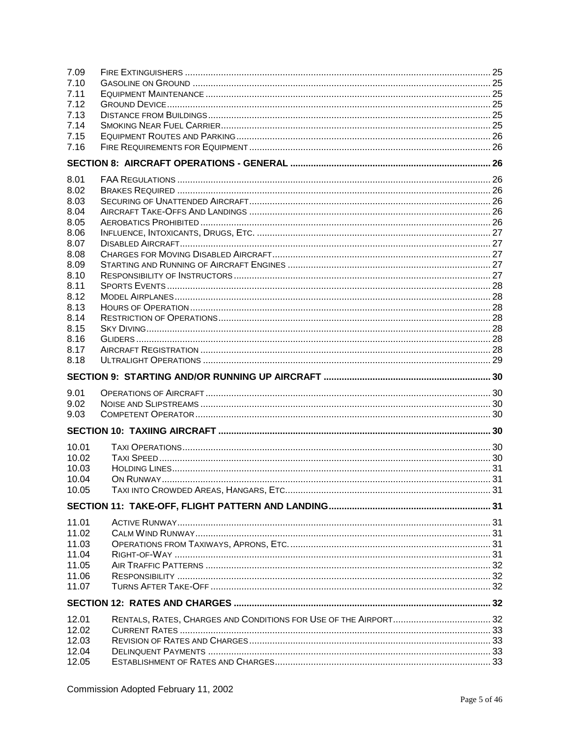| | | |
|---|---|---|
| 7.09 | Fire Extinguishers | 25 |
| 7.10 | Gasoline on Ground | 25 |
| 7.11 | Equipment Maintenance | 25 |
| 7.12 | Ground Device | 25 |
| 7.13 | Distance from Buildings | 25 |
| 7.14 | Smoking Near Fuel Carrier | 25 |
| 7.15 | Equipment Routes and Parking | 26 |
| 7.16 | Fire Requirements for Equipment | 26 |
| **SECTION 8: AIRCRAFT OPERATIONS - GENERAL** | | **26** |
| 8.01 | FAA Regulations | 26 |
| 8.02 | Brakes Required | 26 |
| 8.03 | Securing of Unattended Aircraft | 26 |
| 8.04 | Aircraft Take-Offs And Landings | 26 |
| 8.05 | Aerobatics Prohibited | 26 |
| 8.06 | Influence, Intoxicants, Drugs, Etc. | 27 |
| 8.07 | Disabled Aircraft | 27 |
| 8.08 | Charges for Moving Disabled Aircraft | 27 |
| 8.09 | Starting and Running of Aircraft Engines | 27 |
| 8.10 | Responsibility of Instructors | 27 |
| 8.11 | Sports Events | 28 |
| 8.12 | Model Airplanes | 28 |
| 8.13 | Hours of Operation | 28 |
| 8.14 | Restriction of Operations | 28 |
| 8.15 | Sky Diving | 28 |
| 8.16 | Gliders | 28 |
| 8.17 | Aircraft Registration | 28 |
| 8.18 | Ultralight Operations | 29 |
| **SECTION 9: STARTING AND/OR RUNNING UP AIRCRAFT** | | **30** |
| 9.01 | Operations of Aircraft | 30 |
| 9.02 | Noise and Slipstreams | 30 |
| 9.03 | Competent Operator | 30 |
| **SECTION 10: TAXIING AIRCRAFT** | | **30** |
| 10.01 | Taxi Operations | 30 |
| 10.02 | Taxi Speed | 30 |
| 10.03 | Holding Lines | 31 |
| 10.04 | On Runway | 31 |
| 10.05 | Taxi into Crowded Areas, Hangars, Etc. | 31 |
| **SECTION 11: TAKE-OFF, FLIGHT PATTERN AND LANDING** | | **31** |
| 11.01 | Active Runway | 31 |
| 11.02 | Calm Wind Runway | 31 |
| 11.03 | Operations from Taxiways, Aprons, Etc. | 31 |
| 11.04 | Right-of-Way | 31 |
| 11.05 | Air Traffic Patterns | 32 |
| 11.06 | Responsibility | 32 |
| 11.07 | Turns After Take-Off | 32 |
| **SECTION 12: RATES AND CHARGES** | | **32** |
| 12.01 | Rentals, Rates, Charges and Conditions for Use of the Airport | 32 |
| 12.02 | Current Rates | 33 |
| 12.03 | Revision of Rates and Charges | 33 |
| 12.04 | Delinquent Payments | 33 |
| 12.05 | Establishment of Rates and Charges | 33 |

Commission Adopted February 11, 2002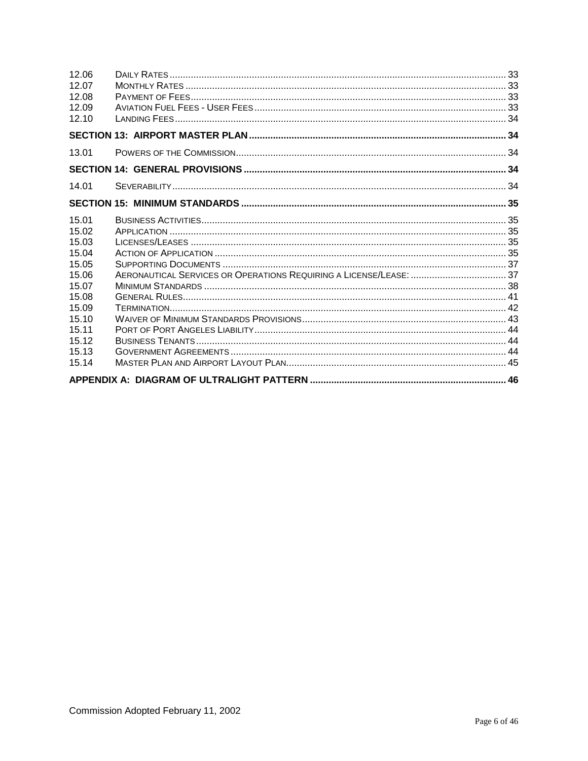| | | |
|---|---|---|
| 12.06 | DAILY RATES | 33 |
| 12.07 | MONTHLY RATES | 33 |
| 12.08 | PAYMENT OF FEES | 33 |
| 12.09 | AVIATION FUEL FEES - USER FEES | 33 |
| 12.10 | LANDING FEES | 34 |
| **SECTION 13: AIRPORT MASTER PLAN** | | **34** |
| 13.01 | POWERS OF THE COMMISSION | 34 |
| **SECTION 14: GENERAL PROVISIONS** | | **34** |
| 14.01 | SEVERABILITY | 34 |
| **SECTION 15: MINIMUM STANDARDS** | | **35** |
| 15.01 | BUSINESS ACTIVITIES | 35 |
| 15.02 | APPLICATION | 35 |
| 15.03 | LICENSES/LEASES | 35 |
| 15.04 | ACTION OF APPLICATION | 35 |
| 15.05 | SUPPORTING DOCUMENTS | 37 |
| 15.06 | AERONAUTICAL SERVICES OR OPERATIONS REQUIRING A LICENSE/LEASE: | 37 |
| 15.07 | MINIMUM STANDARDS | 38 |
| 15.08 | GENERAL RULES | 41 |
| 15.09 | TERMINATION | 42 |
| 15.10 | WAIVER OF MINIMUM STANDARDS PROVISIONS | 43 |
| 15.11 | PORT OF PORT ANGELES LIABILITY | 44 |
| 15.12 | BUSINESS TENANTS | 44 |
| 15.13 | GOVERNMENT AGREEMENTS | 44 |
| 15.14 | MASTER PLAN AND AIRPORT LAYOUT PLAN | 45 |
| **APPENDIX A: DIAGRAM OF ULTRALIGHT PATTERN** | | **46** |

Commission Adopted February 11, 2002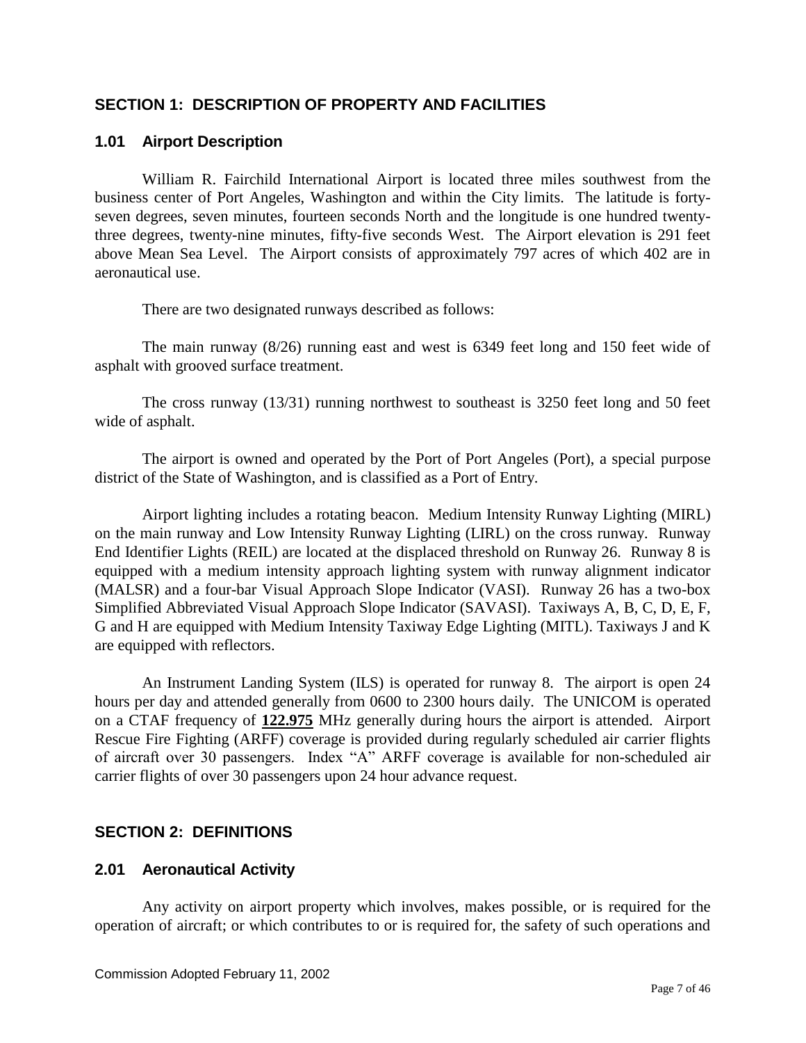## SECTION 1: DESCRIPTION OF PROPERTY AND FACILITIES

### 1.01 Airport Description

William R. Fairchild International Airport is located three miles southwest from the business center of Port Angeles, Washington and within the City limits. The latitude is forty-seven degrees, seven minutes, fourteen seconds North and the longitude is one hundred twenty-three degrees, twenty-nine minutes, fifty-five seconds West. The Airport elevation is 291 feet above Mean Sea Level. The Airport consists of approximately 797 acres of which 402 are in aeronautical use.

There are two designated runways described as follows:

The main runway (8/26) running east and west is 6349 feet long and 150 feet wide of asphalt with grooved surface treatment.

The cross runway (13/31) running northwest to southeast is 3250 feet long and 50 feet wide of asphalt.

The airport is owned and operated by the Port of Port Angeles (Port), a special purpose district of the State of Washington, and is classified as a Port of Entry.

Airport lighting includes a rotating beacon. Medium Intensity Runway Lighting (MIRL) on the main runway and Low Intensity Runway Lighting (LIRL) on the cross runway. Runway End Identifier Lights (REIL) are located at the displaced threshold on Runway 26. Runway 8 is equipped with a medium intensity approach lighting system with runway alignment indicator (MALSR) and a four-bar Visual Approach Slope Indicator (VASI). Runway 26 has a two-box Simplified Abbreviated Visual Approach Slope Indicator (SAVASI). Taxiways A, B, C, D, E, F, G and H are equipped with Medium Intensity Taxiway Edge Lighting (MITL). Taxiways J and K are equipped with reflectors.

An Instrument Landing System (ILS) is operated for runway 8. The airport is open 24 hours per day and attended generally from 0600 to 2300 hours daily. The UNICOM is operated on a CTAF frequency of **122.975** MHz generally during hours the airport is attended. Airport Rescue Fire Fighting (ARFF) coverage is provided during regularly scheduled air carrier flights of aircraft over 30 passengers. Index "A" ARFF coverage is available for non-scheduled air carrier flights of over 30 passengers upon 24 hour advance request.

## SECTION 2: DEFINITIONS

### 2.01 Aeronautical Activity

Any activity on airport property which involves, makes possible, or is required for the operation of aircraft; or which contributes to or is required for, the safety of such operations and

Commission Adopted February 11, 2002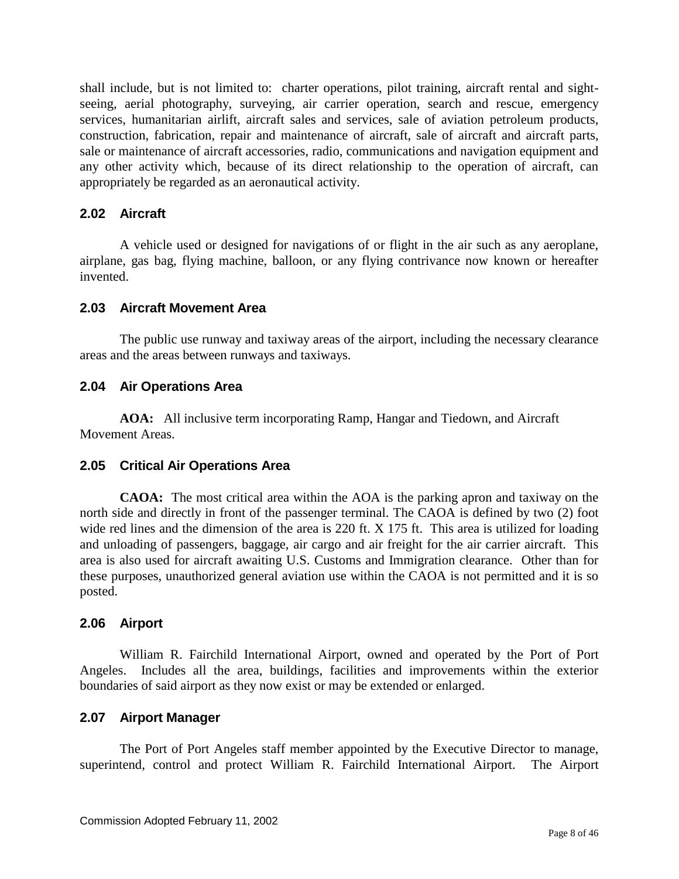shall include, but is not limited to: charter operations, pilot training, aircraft rental and sight-seeing, aerial photography, surveying, air carrier operation, search and rescue, emergency services, humanitarian airlift, aircraft sales and services, sale of aviation petroleum products, construction, fabrication, repair and maintenance of aircraft, sale of aircraft and aircraft parts, sale or maintenance of aircraft accessories, radio, communications and navigation equipment and any other activity which, because of its direct relationship to the operation of aircraft, can appropriately be regarded as an aeronautical activity.

### 2.02 Aircraft

A vehicle used or designed for navigations of or flight in the air such as any aeroplane, airplane, gas bag, flying machine, balloon, or any flying contrivance now known or hereafter invented.

### 2.03 Aircraft Movement Area

The public use runway and taxiway areas of the airport, including the necessary clearance areas and the areas between runways and taxiways.

### 2.04 Air Operations Area

**AOA:** All inclusive term incorporating Ramp, Hangar and Tiedown, and Aircraft Movement Areas.

### 2.05 Critical Air Operations Area

**CAOA:** The most critical area within the AOA is the parking apron and taxiway on the north side and directly in front of the passenger terminal. The CAOA is defined by two (2) foot wide red lines and the dimension of the area is 220 ft. X 175 ft. This area is utilized for loading and unloading of passengers, baggage, air cargo and air freight for the air carrier aircraft. This area is also used for aircraft awaiting U.S. Customs and Immigration clearance. Other than for these purposes, unauthorized general aviation use within the CAOA is not permitted and it is so posted.

### 2.06 Airport

William R. Fairchild International Airport, owned and operated by the Port of Port Angeles. Includes all the area, buildings, facilities and improvements within the exterior boundaries of said airport as they now exist or may be extended or enlarged.

### 2.07 Airport Manager

The Port of Port Angeles staff member appointed by the Executive Director to manage, superintend, control and protect William R. Fairchild International Airport. The Airport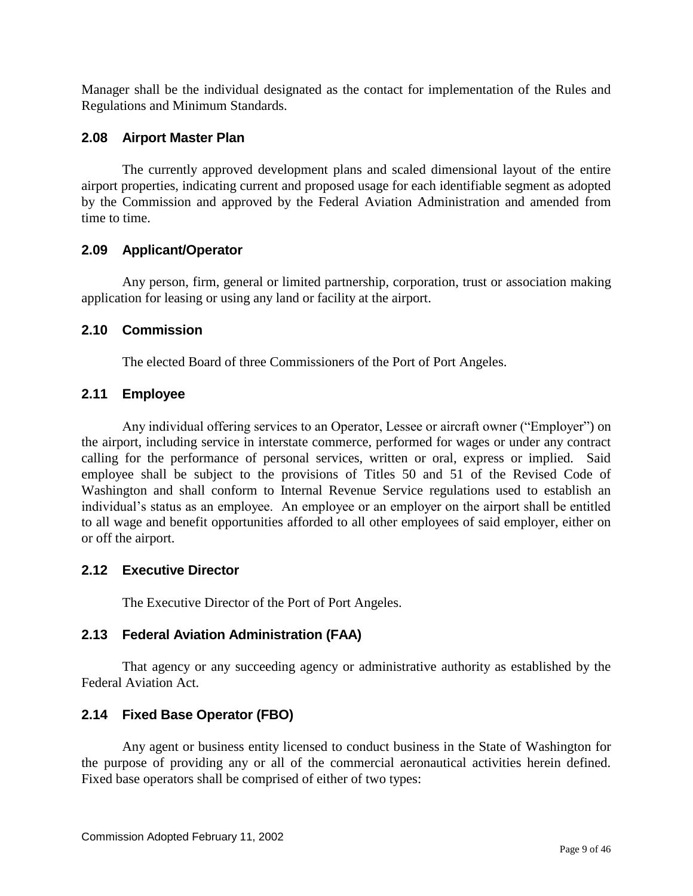Manager shall be the individual designated as the contact for implementation of the Rules and Regulations and Minimum Standards.

### 2.08 Airport Master Plan

The currently approved development plans and scaled dimensional layout of the entire airport properties, indicating current and proposed usage for each identifiable segment as adopted by the Commission and approved by the Federal Aviation Administration and amended from time to time.

### 2.09 Applicant/Operator

Any person, firm, general or limited partnership, corporation, trust or association making application for leasing or using any land or facility at the airport.

### 2.10 Commission

The elected Board of three Commissioners of the Port of Port Angeles.

### 2.11 Employee

Any individual offering services to an Operator, Lessee or aircraft owner ("Employer") on the airport, including service in interstate commerce, performed for wages or under any contract calling for the performance of personal services, written or oral, express or implied. Said employee shall be subject to the provisions of Titles 50 and 51 of the Revised Code of Washington and shall conform to Internal Revenue Service regulations used to establish an individual's status as an employee. An employee or an employer on the airport shall be entitled to all wage and benefit opportunities afforded to all other employees of said employer, either on or off the airport.

### 2.12 Executive Director

The Executive Director of the Port of Port Angeles.

### 2.13 Federal Aviation Administration (FAA)

That agency or any succeeding agency or administrative authority as established by the Federal Aviation Act.

### 2.14 Fixed Base Operator (FBO)

Any agent or business entity licensed to conduct business in the State of Washington for the purpose of providing any or all of the commercial aeronautical activities herein defined. Fixed base operators shall be comprised of either of two types: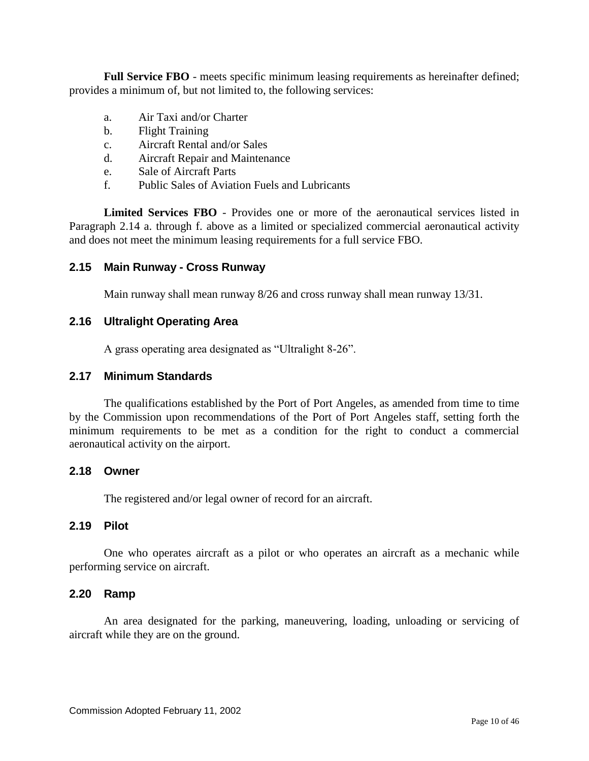**Full Service FBO** - meets specific minimum leasing requirements as hereinafter defined; provides a minimum of, but not limited to, the following services:

a. Air Taxi and/or Charter
b. Flight Training
c. Aircraft Rental and/or Sales
d. Aircraft Repair and Maintenance
e. Sale of Aircraft Parts
f. Public Sales of Aviation Fuels and Lubricants

**Limited Services FBO** - Provides one or more of the aeronautical services listed in Paragraph 2.14 a. through f. above as a limited or specialized commercial aeronautical activity and does not meet the minimum leasing requirements for a full service FBO.

## 2.15 Main Runway - Cross Runway

Main runway shall mean runway 8/26 and cross runway shall mean runway 13/31.

## 2.16 Ultralight Operating Area

A grass operating area designated as "Ultralight 8-26".

## 2.17 Minimum Standards

The qualifications established by the Port of Port Angeles, as amended from time to time by the Commission upon recommendations of the Port of Port Angeles staff, setting forth the minimum requirements to be met as a condition for the right to conduct a commercial aeronautical activity on the airport.

## 2.18 Owner

The registered and/or legal owner of record for an aircraft.

## 2.19 Pilot

One who operates aircraft as a pilot or who operates an aircraft as a mechanic while performing service on aircraft.

## 2.20 Ramp

An area designated for the parking, maneuvering, loading, unloading or servicing of aircraft while they are on the ground.

Commission Adopted February 11, 2002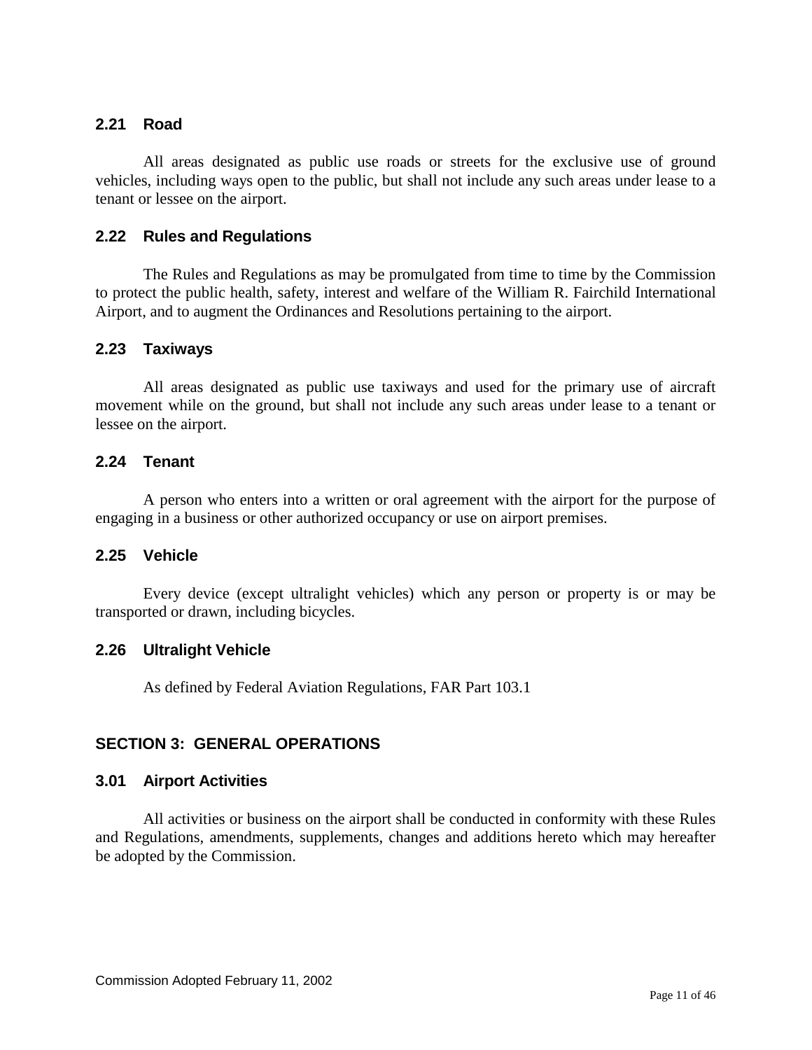### 2.21 Road

All areas designated as public use roads or streets for the exclusive use of ground vehicles, including ways open to the public, but shall not include any such areas under lease to a tenant or lessee on the airport.

### 2.22 Rules and Regulations

The Rules and Regulations as may be promulgated from time to time by the Commission to protect the public health, safety, interest and welfare of the William R. Fairchild International Airport, and to augment the Ordinances and Resolutions pertaining to the airport.

### 2.23 Taxiways

All areas designated as public use taxiways and used for the primary use of aircraft movement while on the ground, but shall not include any such areas under lease to a tenant or lessee on the airport.

### 2.24 Tenant

A person who enters into a written or oral agreement with the airport for the purpose of engaging in a business or other authorized occupancy or use on airport premises.

### 2.25 Vehicle

Every device (except ultralight vehicles) which any person or property is or may be transported or drawn, including bicycles.

### 2.26 Ultralight Vehicle

As defined by Federal Aviation Regulations, FAR Part 103.1

## SECTION 3: GENERAL OPERATIONS

### 3.01 Airport Activities

All activities or business on the airport shall be conducted in conformity with these Rules and Regulations, amendments, supplements, changes and additions hereto which may hereafter be adopted by the Commission.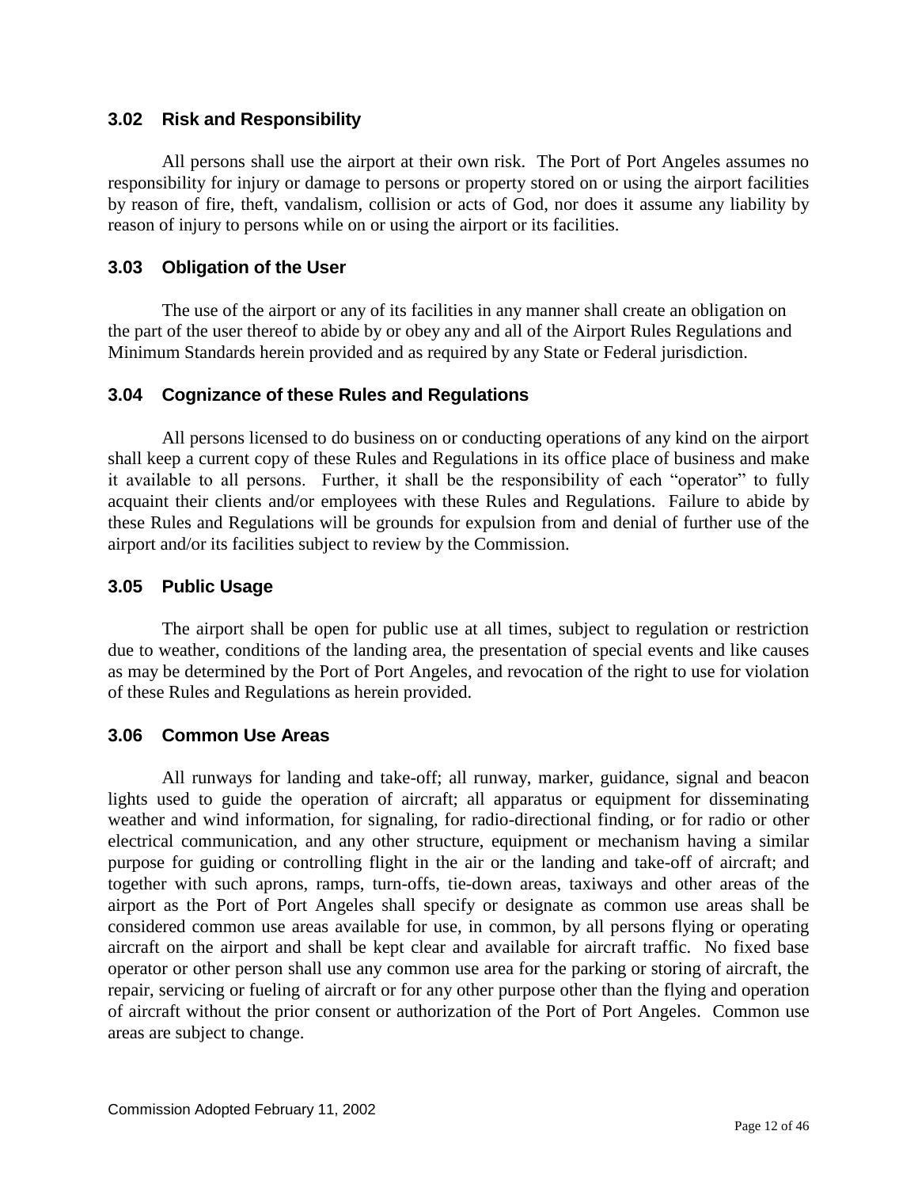### 3.02 Risk and Responsibility

All persons shall use the airport at their own risk. The Port of Port Angeles assumes no responsibility for injury or damage to persons or property stored on or using the airport facilities by reason of fire, theft, vandalism, collision or acts of God, nor does it assume any liability by reason of injury to persons while on or using the airport or its facilities.

### 3.03 Obligation of the User

The use of the airport or any of its facilities in any manner shall create an obligation on the part of the user thereof to abide by or obey any and all of the Airport Rules Regulations and Minimum Standards herein provided and as required by any State or Federal jurisdiction.

### 3.04 Cognizance of these Rules and Regulations

All persons licensed to do business on or conducting operations of any kind on the airport shall keep a current copy of these Rules and Regulations in its office place of business and make it available to all persons. Further, it shall be the responsibility of each "operator" to fully acquaint their clients and/or employees with these Rules and Regulations. Failure to abide by these Rules and Regulations will be grounds for expulsion from and denial of further use of the airport and/or its facilities subject to review by the Commission.

### 3.05 Public Usage

The airport shall be open for public use at all times, subject to regulation or restriction due to weather, conditions of the landing area, the presentation of special events and like causes as may be determined by the Port of Port Angeles, and revocation of the right to use for violation of these Rules and Regulations as herein provided.

### 3.06 Common Use Areas

All runways for landing and take-off; all runway, marker, guidance, signal and beacon lights used to guide the operation of aircraft; all apparatus or equipment for disseminating weather and wind information, for signaling, for radio-directional finding, or for radio or other electrical communication, and any other structure, equipment or mechanism having a similar purpose for guiding or controlling flight in the air or the landing and take-off of aircraft; and together with such aprons, ramps, turn-offs, tie-down areas, taxiways and other areas of the airport as the Port of Port Angeles shall specify or designate as common use areas shall be considered common use areas available for use, in common, by all persons flying or operating aircraft on the airport and shall be kept clear and available for aircraft traffic. No fixed base operator or other person shall use any common use area for the parking or storing of aircraft, the repair, servicing or fueling of aircraft or for any other purpose other than the flying and operation of aircraft without the prior consent or authorization of the Port of Port Angeles. Common use areas are subject to change.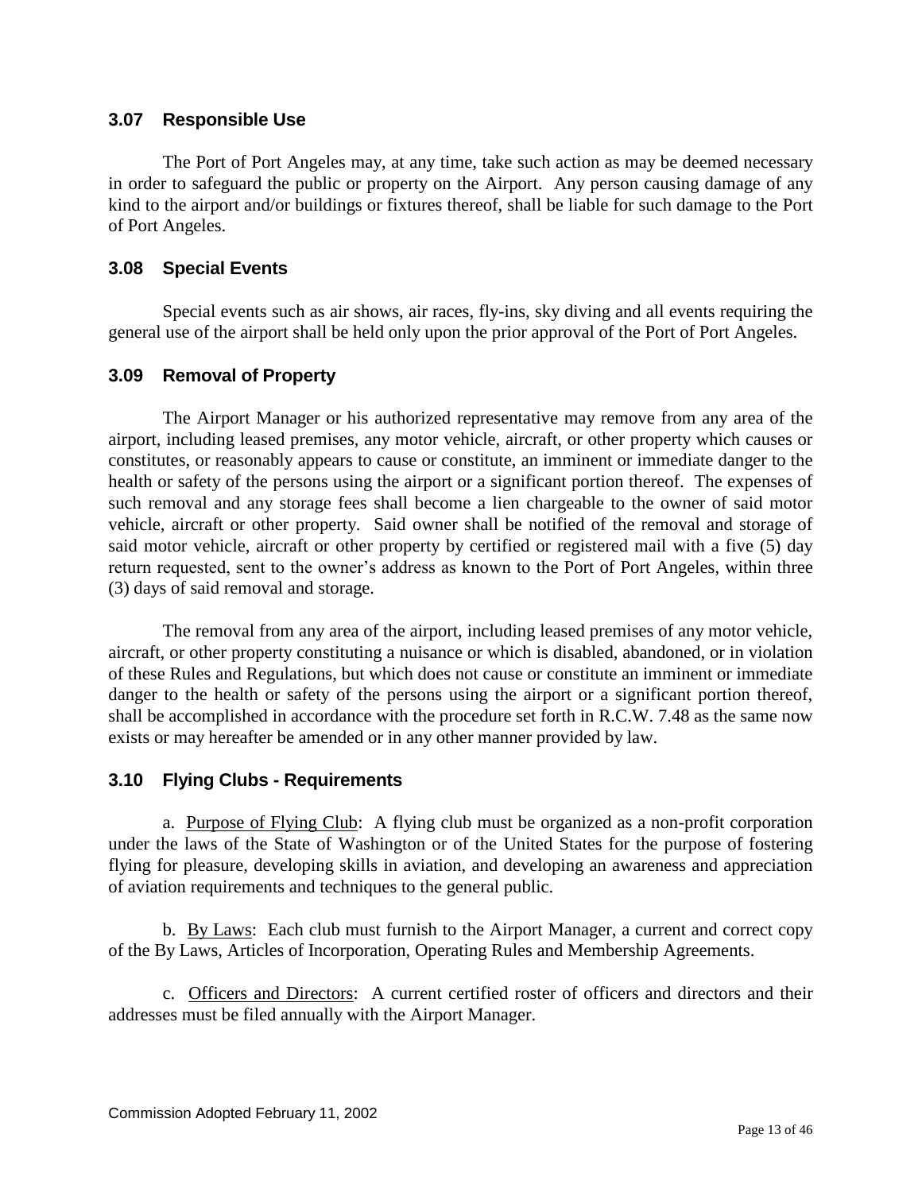### 3.07 Responsible Use

The Port of Port Angeles may, at any time, take such action as may be deemed necessary in order to safeguard the public or property on the Airport. Any person causing damage of any kind to the airport and/or buildings or fixtures thereof, shall be liable for such damage to the Port of Port Angeles.

### 3.08 Special Events

Special events such as air shows, air races, fly-ins, sky diving and all events requiring the general use of the airport shall be held only upon the prior approval of the Port of Port Angeles.

### 3.09 Removal of Property

The Airport Manager or his authorized representative may remove from any area of the airport, including leased premises, any motor vehicle, aircraft, or other property which causes or constitutes, or reasonably appears to cause or constitute, an imminent or immediate danger to the health or safety of the persons using the airport or a significant portion thereof. The expenses of such removal and any storage fees shall become a lien chargeable to the owner of said motor vehicle, aircraft or other property. Said owner shall be notified of the removal and storage of said motor vehicle, aircraft or other property by certified or registered mail with a five (5) day return requested, sent to the owner's address as known to the Port of Port Angeles, within three (3) days of said removal and storage.

The removal from any area of the airport, including leased premises of any motor vehicle, aircraft, or other property constituting a nuisance or which is disabled, abandoned, or in violation of these Rules and Regulations, but which does not cause or constitute an imminent or immediate danger to the health or safety of the persons using the airport or a significant portion thereof, shall be accomplished in accordance with the procedure set forth in R.C.W. 7.48 as the same now exists or may hereafter be amended or in any other manner provided by law.

### 3.10 Flying Clubs - Requirements

a. Purpose of Flying Club: A flying club must be organized as a non-profit corporation under the laws of the State of Washington or of the United States for the purpose of fostering flying for pleasure, developing skills in aviation, and developing an awareness and appreciation of aviation requirements and techniques to the general public.

b. By Laws: Each club must furnish to the Airport Manager, a current and correct copy of the By Laws, Articles of Incorporation, Operating Rules and Membership Agreements.

c. Officers and Directors: A current certified roster of officers and directors and their addresses must be filed annually with the Airport Manager.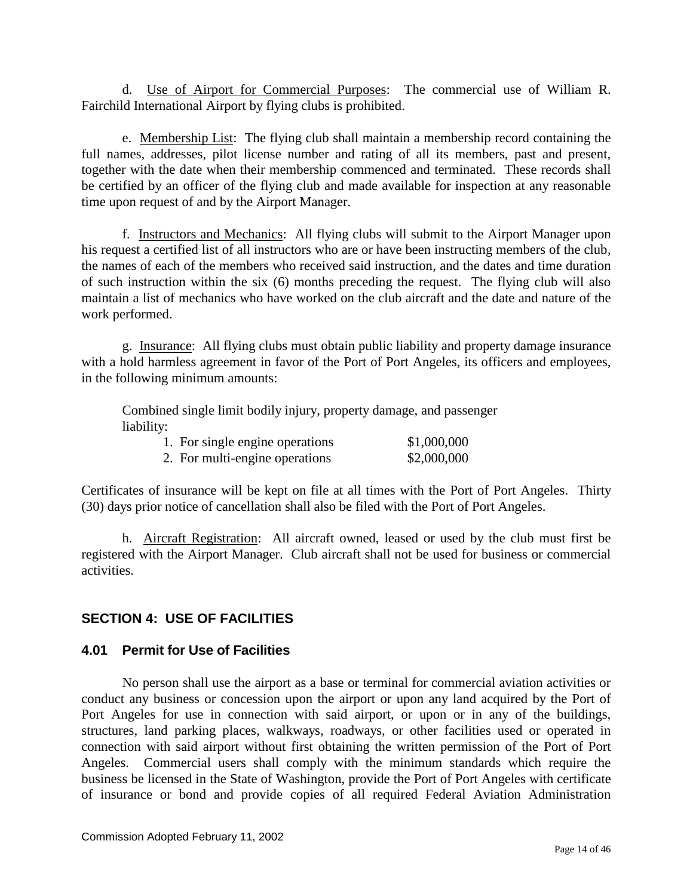d. Use of Airport for Commercial Purposes: The commercial use of William R. Fairchild International Airport by flying clubs is prohibited.

e. Membership List: The flying club shall maintain a membership record containing the full names, addresses, pilot license number and rating of all its members, past and present, together with the date when their membership commenced and terminated. These records shall be certified by an officer of the flying club and made available for inspection at any reasonable time upon request of and by the Airport Manager.

f. Instructors and Mechanics: All flying clubs will submit to the Airport Manager upon his request a certified list of all instructors who are or have been instructing members of the club, the names of each of the members who received said instruction, and the dates and time duration of such instruction within the six (6) months preceding the request. The flying club will also maintain a list of mechanics who have worked on the club aircraft and the date and nature of the work performed.

g. Insurance: All flying clubs must obtain public liability and property damage insurance with a hold harmless agreement in favor of the Port of Port Angeles, its officers and employees, in the following minimum amounts:

Combined single limit bodily injury, property damage, and passenger liability:

| | |
|---|---|
| 1. For single engine operations | $1,000,000 |
| 2. For multi-engine operations | $2,000,000 |

Certificates of insurance will be kept on file at all times with the Port of Port Angeles. Thirty (30) days prior notice of cancellation shall also be filed with the Port of Port Angeles.

h. Aircraft Registration: All aircraft owned, leased or used by the club must first be registered with the Airport Manager. Club aircraft shall not be used for business or commercial activities.

## SECTION 4: USE OF FACILITIES

### 4.01 Permit for Use of Facilities

No person shall use the airport as a base or terminal for commercial aviation activities or conduct any business or concession upon the airport or upon any land acquired by the Port of Port Angeles for use in connection with said airport, or upon or in any of the buildings, structures, land parking places, walkways, roadways, or other facilities used or operated in connection with said airport without first obtaining the written permission of the Port of Port Angeles. Commercial users shall comply with the minimum standards which require the business be licensed in the State of Washington, provide the Port of Port Angeles with certificate of insurance or bond and provide copies of all required Federal Aviation Administration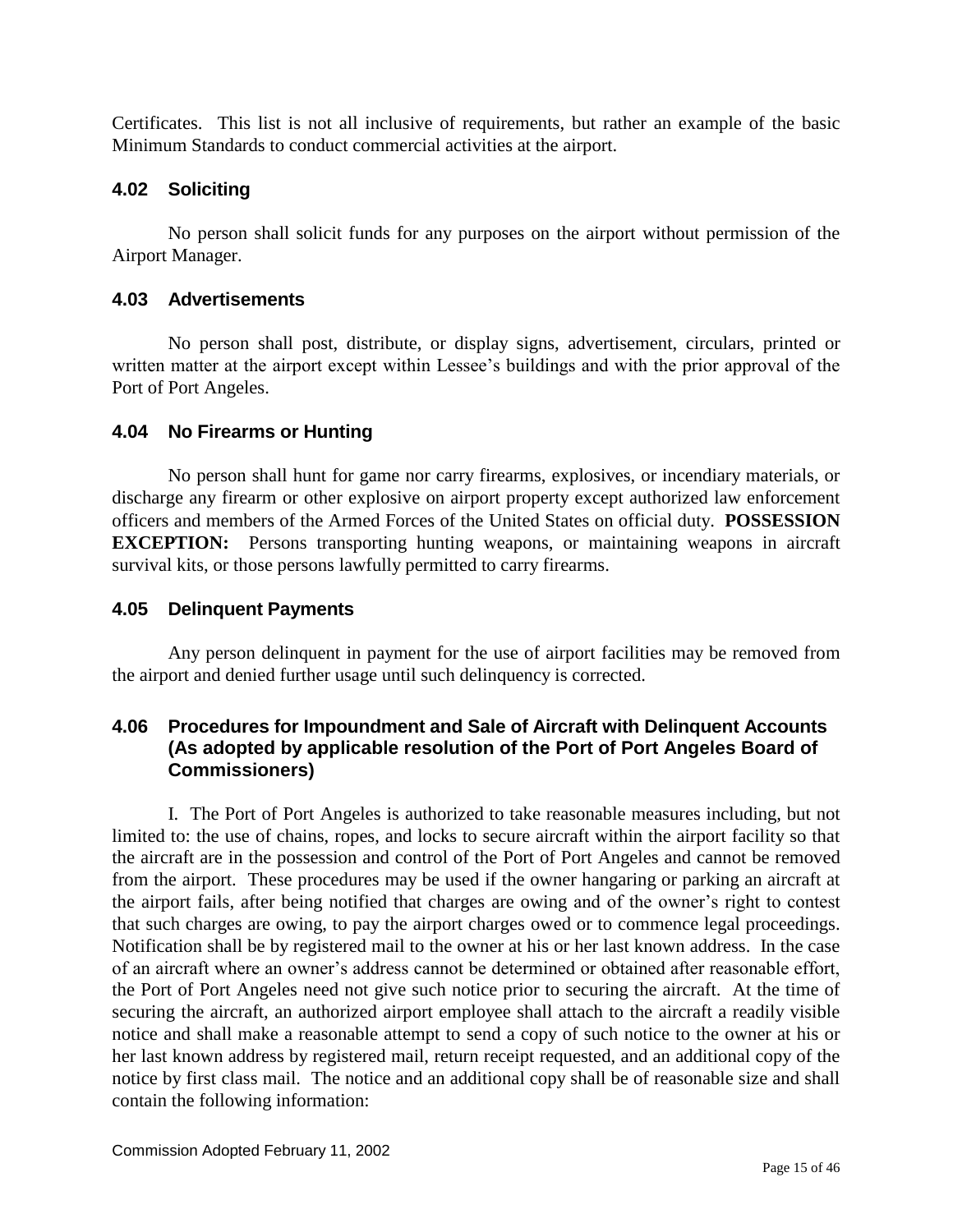Certificates. This list is not all inclusive of requirements, but rather an example of the basic Minimum Standards to conduct commercial activities at the airport.

### 4.02 Soliciting

No person shall solicit funds for any purposes on the airport without permission of the Airport Manager.

### 4.03 Advertisements

No person shall post, distribute, or display signs, advertisement, circulars, printed or written matter at the airport except within Lessee's buildings and with the prior approval of the Port of Port Angeles.

### 4.04 No Firearms or Hunting

No person shall hunt for game nor carry firearms, explosives, or incendiary materials, or discharge any firearm or other explosive on airport property except authorized law enforcement officers and members of the Armed Forces of the United States on official duty. **POSSESSION EXCEPTION:** Persons transporting hunting weapons, or maintaining weapons in aircraft survival kits, or those persons lawfully permitted to carry firearms.

### 4.05 Delinquent Payments

Any person delinquent in payment for the use of airport facilities may be removed from the airport and denied further usage until such delinquency is corrected.

### 4.06 Procedures for Impoundment and Sale of Aircraft with Delinquent Accounts (As adopted by applicable resolution of the Port of Port Angeles Board of Commissioners)

I. The Port of Port Angeles is authorized to take reasonable measures including, but not limited to: the use of chains, ropes, and locks to secure aircraft within the airport facility so that the aircraft are in the possession and control of the Port of Port Angeles and cannot be removed from the airport. These procedures may be used if the owner hangaring or parking an aircraft at the airport fails, after being notified that charges are owing and of the owner's right to contest that such charges are owing, to pay the airport charges owed or to commence legal proceedings. Notification shall be by registered mail to the owner at his or her last known address. In the case of an aircraft where an owner's address cannot be determined or obtained after reasonable effort, the Port of Port Angeles need not give such notice prior to securing the aircraft. At the time of securing the aircraft, an authorized airport employee shall attach to the aircraft a readily visible notice and shall make a reasonable attempt to send a copy of such notice to the owner at his or her last known address by registered mail, return receipt requested, and an additional copy of the notice by first class mail. The notice and an additional copy shall be of reasonable size and shall contain the following information:

Commission Adopted February 11, 2002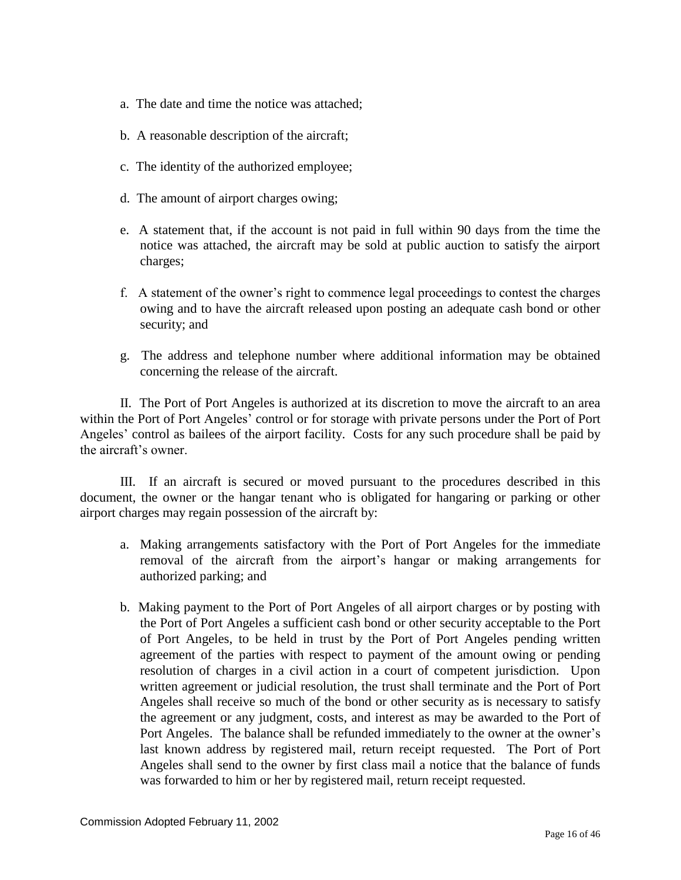a. The date and time the notice was attached;

b. A reasonable description of the aircraft;

c. The identity of the authorized employee;

d. The amount of airport charges owing;

e. A statement that, if the account is not paid in full within 90 days from the time the notice was attached, the aircraft may be sold at public auction to satisfy the airport charges;

f. A statement of the owner's right to commence legal proceedings to contest the charges owing and to have the aircraft released upon posting an adequate cash bond or other security; and

g. The address and telephone number where additional information may be obtained concerning the release of the aircraft.

II. The Port of Port Angeles is authorized at its discretion to move the aircraft to an area within the Port of Port Angeles' control or for storage with private persons under the Port of Port Angeles' control as bailees of the airport facility. Costs for any such procedure shall be paid by the aircraft's owner.

III. If an aircraft is secured or moved pursuant to the procedures described in this document, the owner or the hangar tenant who is obligated for hangaring or parking or other airport charges may regain possession of the aircraft by:

a. Making arrangements satisfactory with the Port of Port Angeles for the immediate removal of the aircraft from the airport's hangar or making arrangements for authorized parking; and

b. Making payment to the Port of Port Angeles of all airport charges or by posting with the Port of Port Angeles a sufficient cash bond or other security acceptable to the Port of Port Angeles, to be held in trust by the Port of Port Angeles pending written agreement of the parties with respect to payment of the amount owing or pending resolution of charges in a civil action in a court of competent jurisdiction. Upon written agreement or judicial resolution, the trust shall terminate and the Port of Port Angeles shall receive so much of the bond or other security as is necessary to satisfy the agreement or any judgment, costs, and interest as may be awarded to the Port of Port Angeles. The balance shall be refunded immediately to the owner at the owner's last known address by registered mail, return receipt requested. The Port of Port Angeles shall send to the owner by first class mail a notice that the balance of funds was forwarded to him or her by registered mail, return receipt requested.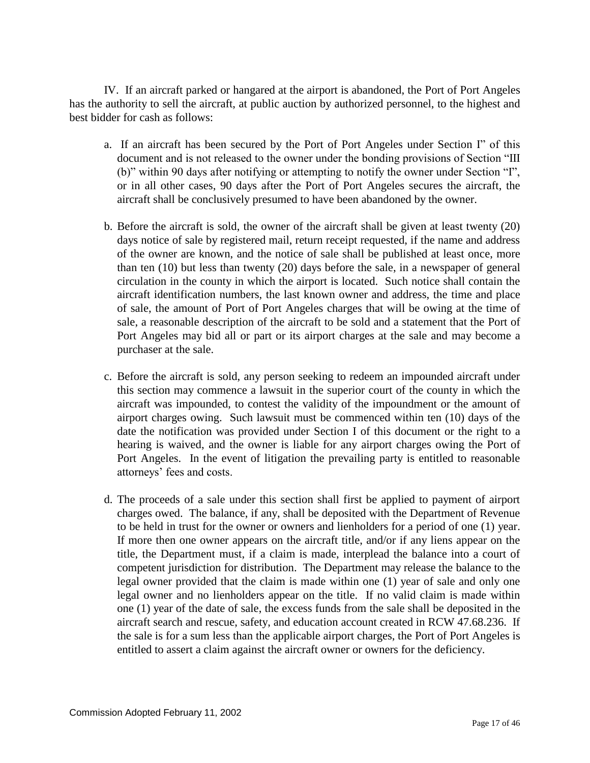IV. If an aircraft parked or hangared at the airport is abandoned, the Port of Port Angeles has the authority to sell the aircraft, at public auction by authorized personnel, to the highest and best bidder for cash as follows:

a. If an aircraft has been secured by the Port of Port Angeles under Section I" of this document and is not released to the owner under the bonding provisions of Section "III (b)" within 90 days after notifying or attempting to notify the owner under Section "I", or in all other cases, 90 days after the Port of Port Angeles secures the aircraft, the aircraft shall be conclusively presumed to have been abandoned by the owner.

b. Before the aircraft is sold, the owner of the aircraft shall be given at least twenty (20) days notice of sale by registered mail, return receipt requested, if the name and address of the owner are known, and the notice of sale shall be published at least once, more than ten (10) but less than twenty (20) days before the sale, in a newspaper of general circulation in the county in which the airport is located. Such notice shall contain the aircraft identification numbers, the last known owner and address, the time and place of sale, the amount of Port of Port Angeles charges that will be owing at the time of sale, a reasonable description of the aircraft to be sold and a statement that the Port of Port Angeles may bid all or part or its airport charges at the sale and may become a purchaser at the sale.

c. Before the aircraft is sold, any person seeking to redeem an impounded aircraft under this section may commence a lawsuit in the superior court of the county in which the aircraft was impounded, to contest the validity of the impoundment or the amount of airport charges owing. Such lawsuit must be commenced within ten (10) days of the date the notification was provided under Section I of this document or the right to a hearing is waived, and the owner is liable for any airport charges owing the Port of Port Angeles. In the event of litigation the prevailing party is entitled to reasonable attorneys' fees and costs.

d. The proceeds of a sale under this section shall first be applied to payment of airport charges owed. The balance, if any, shall be deposited with the Department of Revenue to be held in trust for the owner or owners and lienholders for a period of one (1) year. If more then one owner appears on the aircraft title, and/or if any liens appear on the title, the Department must, if a claim is made, interplead the balance into a court of competent jurisdiction for distribution. The Department may release the balance to the legal owner provided that the claim is made within one (1) year of sale and only one legal owner and no lienholders appear on the title. If no valid claim is made within one (1) year of the date of sale, the excess funds from the sale shall be deposited in the aircraft search and rescue, safety, and education account created in RCW 47.68.236. If the sale is for a sum less than the applicable airport charges, the Port of Port Angeles is entitled to assert a claim against the aircraft owner or owners for the deficiency.

Commission Adopted February 11, 2002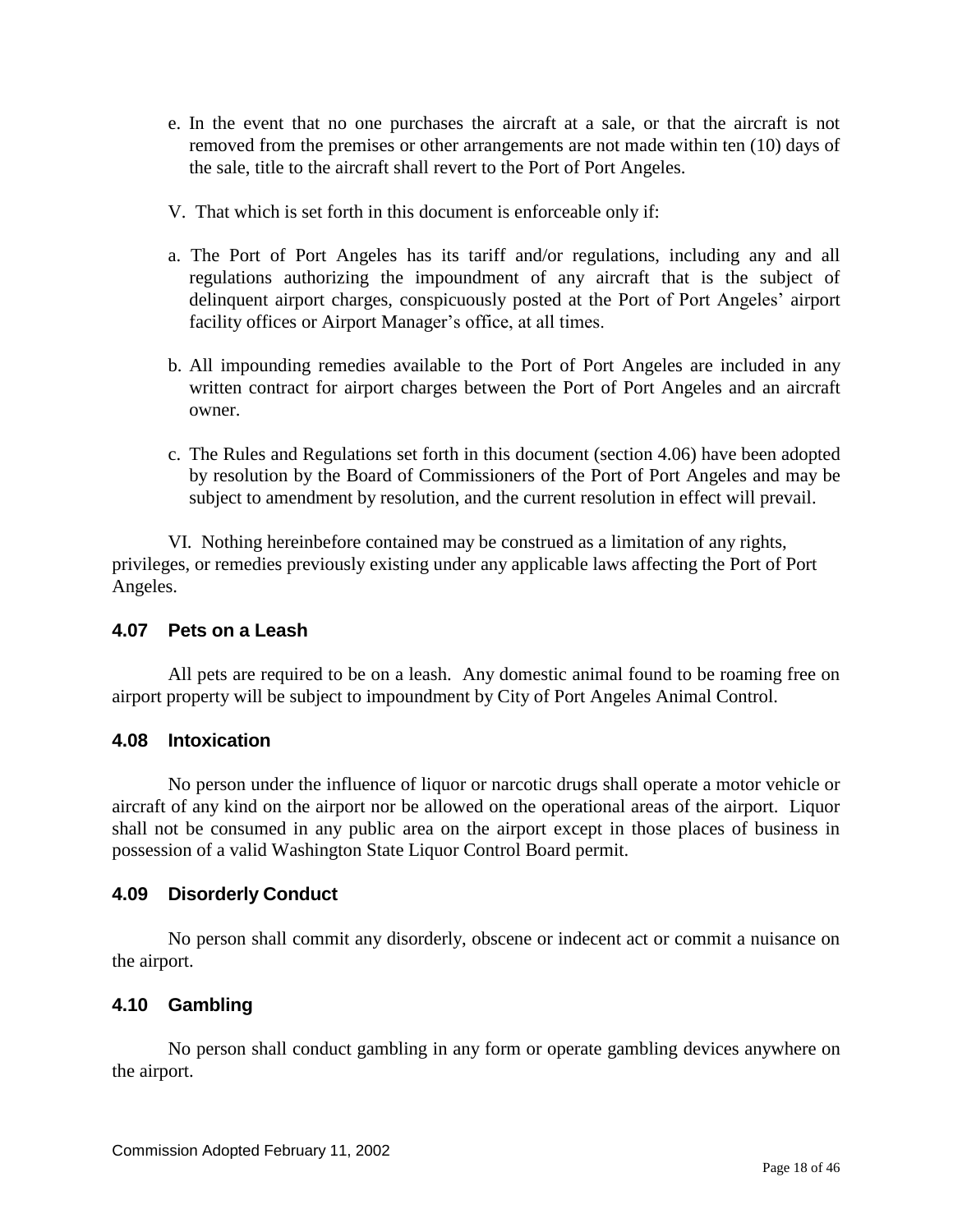e. In the event that no one purchases the aircraft at a sale, or that the aircraft is not removed from the premises or other arrangements are not made within ten (10) days of the sale, title to the aircraft shall revert to the Port of Port Angeles.

V. That which is set forth in this document is enforceable only if:

a. The Port of Port Angeles has its tariff and/or regulations, including any and all regulations authorizing the impoundment of any aircraft that is the subject of delinquent airport charges, conspicuously posted at the Port of Port Angeles' airport facility offices or Airport Manager's office, at all times.

b. All impounding remedies available to the Port of Port Angeles are included in any written contract for airport charges between the Port of Port Angeles and an aircraft owner.

c. The Rules and Regulations set forth in this document (section 4.06) have been adopted by resolution by the Board of Commissioners of the Port of Port Angeles and may be subject to amendment by resolution, and the current resolution in effect will prevail.

VI. Nothing hereinbefore contained may be construed as a limitation of any rights, privileges, or remedies previously existing under any applicable laws affecting the Port of Port Angeles.

### 4.07 Pets on a Leash

All pets are required to be on a leash. Any domestic animal found to be roaming free on airport property will be subject to impoundment by City of Port Angeles Animal Control.

### 4.08 Intoxication

No person under the influence of liquor or narcotic drugs shall operate a motor vehicle or aircraft of any kind on the airport nor be allowed on the operational areas of the airport. Liquor shall not be consumed in any public area on the airport except in those places of business in possession of a valid Washington State Liquor Control Board permit.

### 4.09 Disorderly Conduct

No person shall commit any disorderly, obscene or indecent act or commit a nuisance on the airport.

### 4.10 Gambling

No person shall conduct gambling in any form or operate gambling devices anywhere on the airport.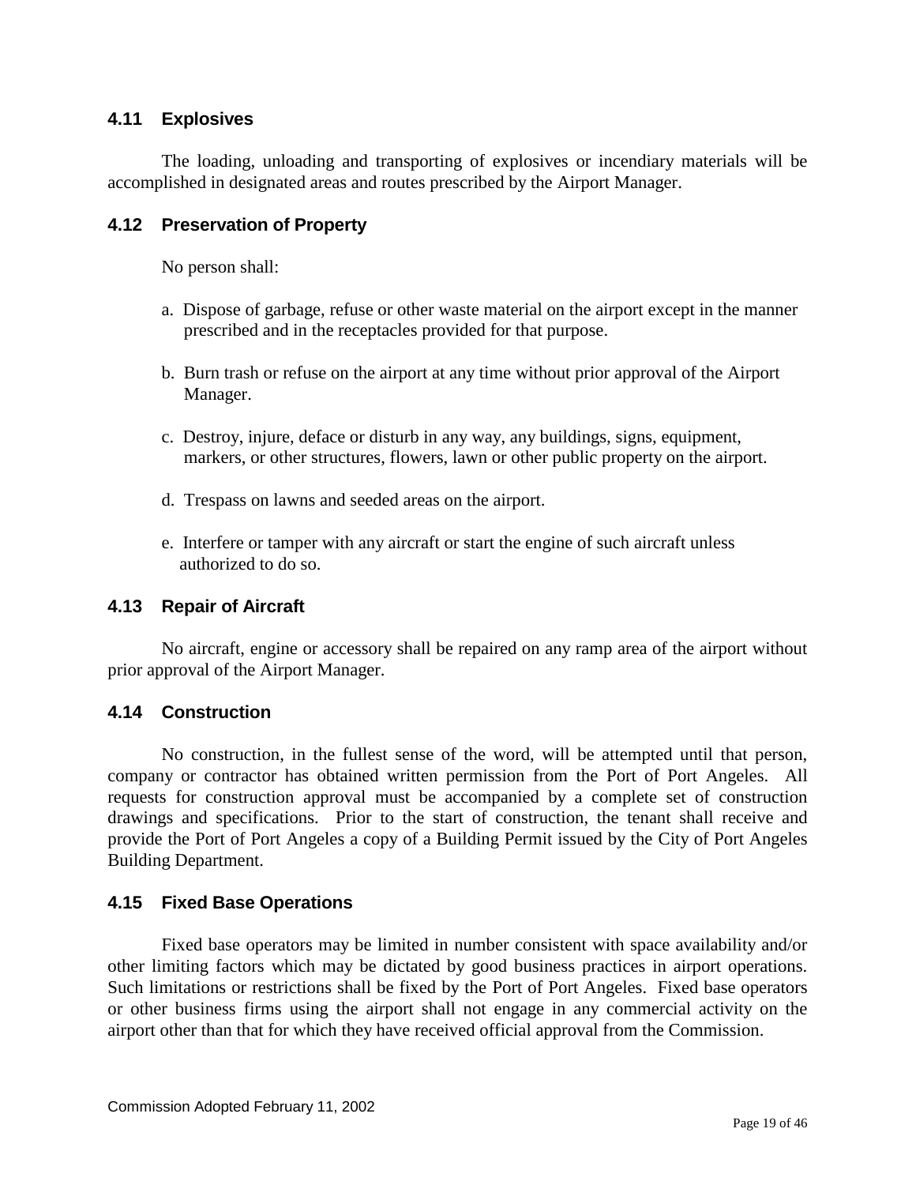### 4.11 Explosives

The loading, unloading and transporting of explosives or incendiary materials will be accomplished in designated areas and routes prescribed by the Airport Manager.

### 4.12 Preservation of Property

No person shall:

a. Dispose of garbage, refuse or other waste material on the airport except in the manner prescribed and in the receptacles provided for that purpose.

b. Burn trash or refuse on the airport at any time without prior approval of the Airport Manager.

c. Destroy, injure, deface or disturb in any way, any buildings, signs, equipment, markers, or other structures, flowers, lawn or other public property on the airport.

d. Trespass on lawns and seeded areas on the airport.

e. Interfere or tamper with any aircraft or start the engine of such aircraft unless authorized to do so.

### 4.13 Repair of Aircraft

No aircraft, engine or accessory shall be repaired on any ramp area of the airport without prior approval of the Airport Manager.

### 4.14 Construction

No construction, in the fullest sense of the word, will be attempted until that person, company or contractor has obtained written permission from the Port of Port Angeles. All requests for construction approval must be accompanied by a complete set of construction drawings and specifications. Prior to the start of construction, the tenant shall receive and provide the Port of Port Angeles a copy of a Building Permit issued by the City of Port Angeles Building Department.

### 4.15 Fixed Base Operations

Fixed base operators may be limited in number consistent with space availability and/or other limiting factors which may be dictated by good business practices in airport operations. Such limitations or restrictions shall be fixed by the Port of Port Angeles. Fixed base operators or other business firms using the airport shall not engage in any commercial activity on the airport other than that for which they have received official approval from the Commission.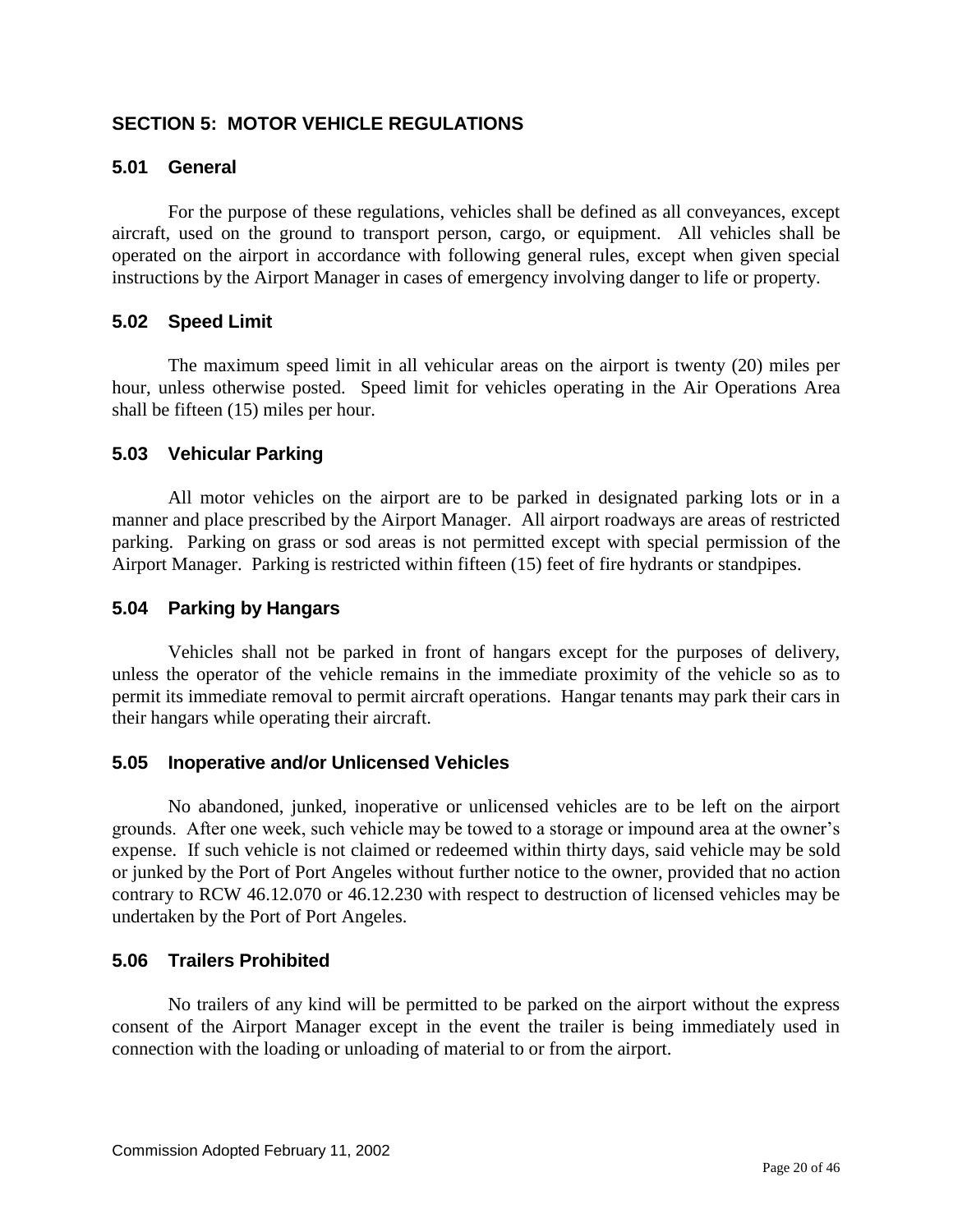## SECTION 5: MOTOR VEHICLE REGULATIONS

### 5.01 General

For the purpose of these regulations, vehicles shall be defined as all conveyances, except aircraft, used on the ground to transport person, cargo, or equipment. All vehicles shall be operated on the airport in accordance with following general rules, except when given special instructions by the Airport Manager in cases of emergency involving danger to life or property.

### 5.02 Speed Limit

The maximum speed limit in all vehicular areas on the airport is twenty (20) miles per hour, unless otherwise posted. Speed limit for vehicles operating in the Air Operations Area shall be fifteen (15) miles per hour.

### 5.03 Vehicular Parking

All motor vehicles on the airport are to be parked in designated parking lots or in a manner and place prescribed by the Airport Manager. All airport roadways are areas of restricted parking. Parking on grass or sod areas is not permitted except with special permission of the Airport Manager. Parking is restricted within fifteen (15) feet of fire hydrants or standpipes.

### 5.04 Parking by Hangars

Vehicles shall not be parked in front of hangars except for the purposes of delivery, unless the operator of the vehicle remains in the immediate proximity of the vehicle so as to permit its immediate removal to permit aircraft operations. Hangar tenants may park their cars in their hangars while operating their aircraft.

### 5.05 Inoperative and/or Unlicensed Vehicles

No abandoned, junked, inoperative or unlicensed vehicles are to be left on the airport grounds. After one week, such vehicle may be towed to a storage or impound area at the owner's expense. If such vehicle is not claimed or redeemed within thirty days, said vehicle may be sold or junked by the Port of Port Angeles without further notice to the owner, provided that no action contrary to RCW 46.12.070 or 46.12.230 with respect to destruction of licensed vehicles may be undertaken by the Port of Port Angeles.

### 5.06 Trailers Prohibited

No trailers of any kind will be permitted to be parked on the airport without the express consent of the Airport Manager except in the event the trailer is being immediately used in connection with the loading or unloading of material to or from the airport.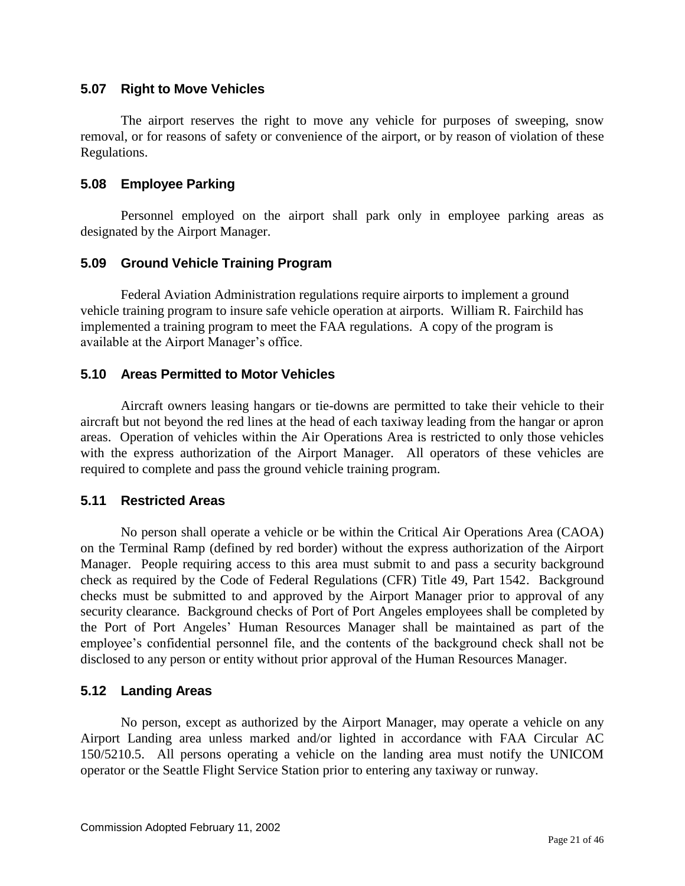### 5.07 Right to Move Vehicles

The airport reserves the right to move any vehicle for purposes of sweeping, snow removal, or for reasons of safety or convenience of the airport, or by reason of violation of these Regulations.

### 5.08 Employee Parking

Personnel employed on the airport shall park only in employee parking areas as designated by the Airport Manager.

### 5.09 Ground Vehicle Training Program

Federal Aviation Administration regulations require airports to implement a ground vehicle training program to insure safe vehicle operation at airports. William R. Fairchild has implemented a training program to meet the FAA regulations. A copy of the program is available at the Airport Manager's office.

### 5.10 Areas Permitted to Motor Vehicles

Aircraft owners leasing hangars or tie-downs are permitted to take their vehicle to their aircraft but not beyond the red lines at the head of each taxiway leading from the hangar or apron areas. Operation of vehicles within the Air Operations Area is restricted to only those vehicles with the express authorization of the Airport Manager. All operators of these vehicles are required to complete and pass the ground vehicle training program.

### 5.11 Restricted Areas

No person shall operate a vehicle or be within the Critical Air Operations Area (CAOA) on the Terminal Ramp (defined by red border) without the express authorization of the Airport Manager. People requiring access to this area must submit to and pass a security background check as required by the Code of Federal Regulations (CFR) Title 49, Part 1542. Background checks must be submitted to and approved by the Airport Manager prior to approval of any security clearance. Background checks of Port of Port Angeles employees shall be completed by the Port of Port Angeles' Human Resources Manager shall be maintained as part of the employee's confidential personnel file, and the contents of the background check shall not be disclosed to any person or entity without prior approval of the Human Resources Manager.

### 5.12 Landing Areas

No person, except as authorized by the Airport Manager, may operate a vehicle on any Airport Landing area unless marked and/or lighted in accordance with FAA Circular AC 150/5210.5. All persons operating a vehicle on the landing area must notify the UNICOM operator or the Seattle Flight Service Station prior to entering any taxiway or runway.

Commission Adopted February 11, 2002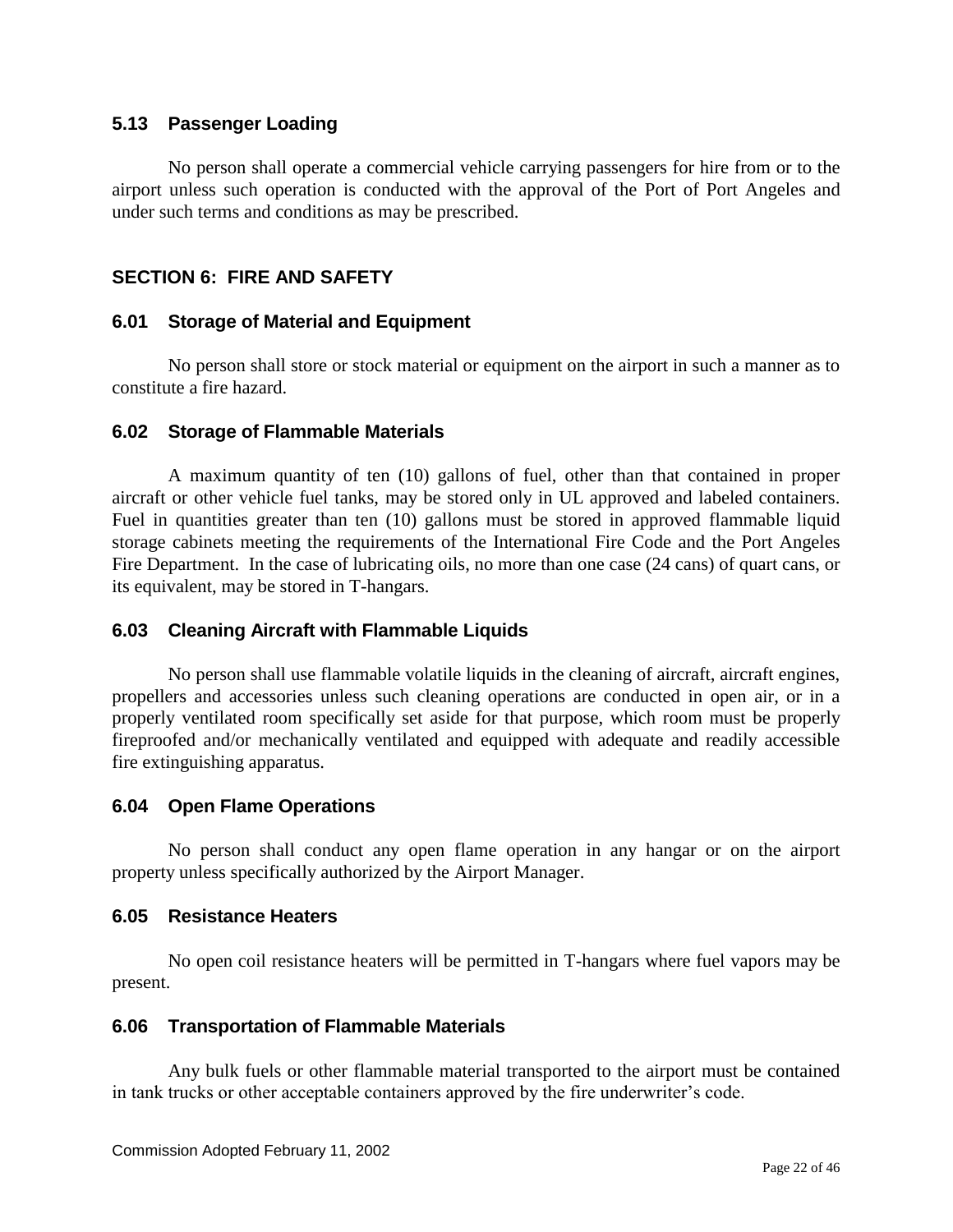### 5.13 Passenger Loading

No person shall operate a commercial vehicle carrying passengers for hire from or to the airport unless such operation is conducted with the approval of the Port of Port Angeles and under such terms and conditions as may be prescribed.

## SECTION 6: FIRE AND SAFETY

### 6.01 Storage of Material and Equipment

No person shall store or stock material or equipment on the airport in such a manner as to constitute a fire hazard.

### 6.02 Storage of Flammable Materials

A maximum quantity of ten (10) gallons of fuel, other than that contained in proper aircraft or other vehicle fuel tanks, may be stored only in UL approved and labeled containers. Fuel in quantities greater than ten (10) gallons must be stored in approved flammable liquid storage cabinets meeting the requirements of the International Fire Code and the Port Angeles Fire Department. In the case of lubricating oils, no more than one case (24 cans) of quart cans, or its equivalent, may be stored in T-hangars.

### 6.03 Cleaning Aircraft with Flammable Liquids

No person shall use flammable volatile liquids in the cleaning of aircraft, aircraft engines, propellers and accessories unless such cleaning operations are conducted in open air, or in a properly ventilated room specifically set aside for that purpose, which room must be properly fireproofed and/or mechanically ventilated and equipped with adequate and readily accessible fire extinguishing apparatus.

### 6.04 Open Flame Operations

No person shall conduct any open flame operation in any hangar or on the airport property unless specifically authorized by the Airport Manager.

### 6.05 Resistance Heaters

No open coil resistance heaters will be permitted in T-hangars where fuel vapors may be present.

### 6.06 Transportation of Flammable Materials

Any bulk fuels or other flammable material transported to the airport must be contained in tank trucks or other acceptable containers approved by the fire underwriter's code.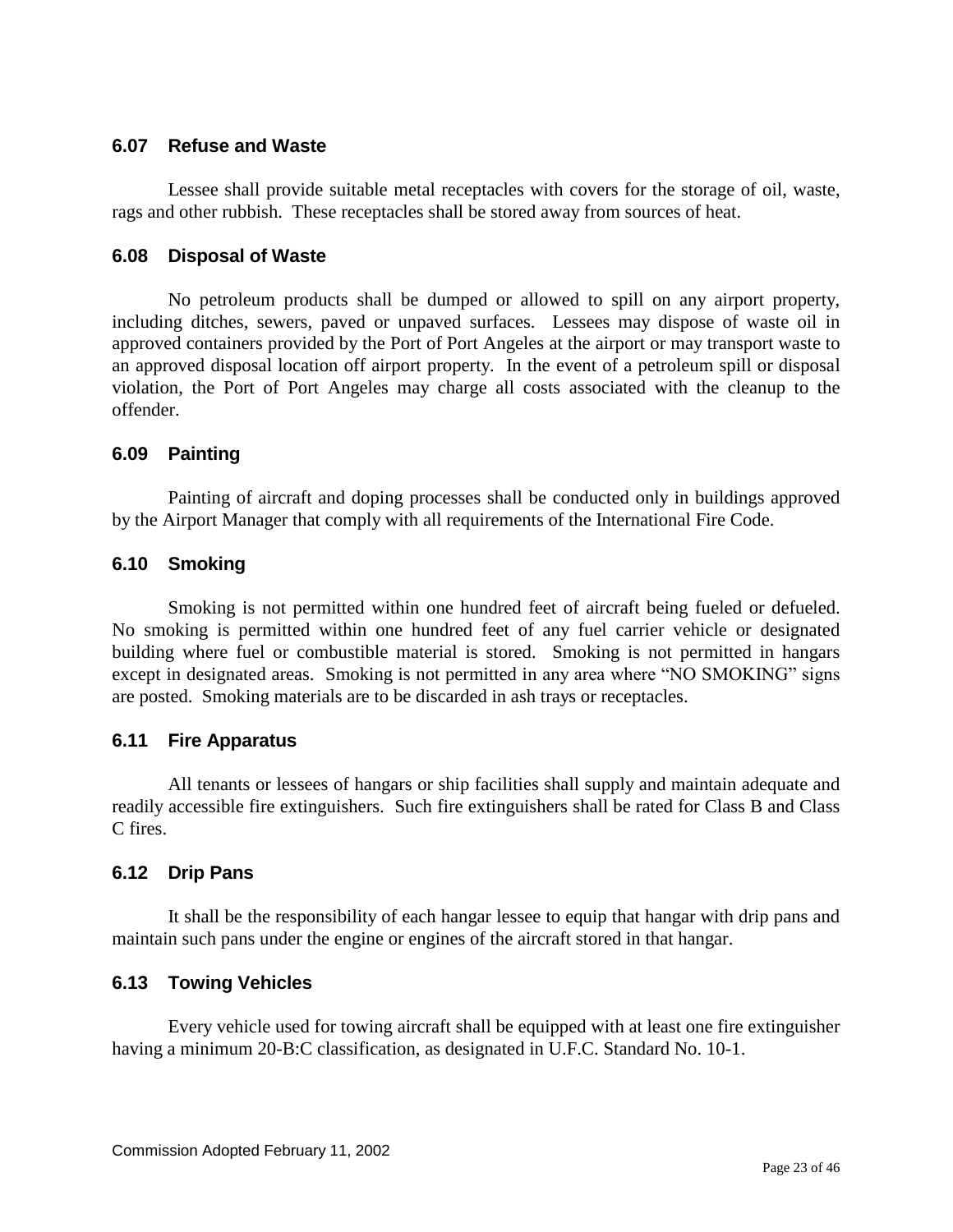### 6.07 Refuse and Waste

Lessee shall provide suitable metal receptacles with covers for the storage of oil, waste, rags and other rubbish. These receptacles shall be stored away from sources of heat.

### 6.08 Disposal of Waste

No petroleum products shall be dumped or allowed to spill on any airport property, including ditches, sewers, paved or unpaved surfaces. Lessees may dispose of waste oil in approved containers provided by the Port of Port Angeles at the airport or may transport waste to an approved disposal location off airport property. In the event of a petroleum spill or disposal violation, the Port of Port Angeles may charge all costs associated with the cleanup to the offender.

### 6.09 Painting

Painting of aircraft and doping processes shall be conducted only in buildings approved by the Airport Manager that comply with all requirements of the International Fire Code.

### 6.10 Smoking

Smoking is not permitted within one hundred feet of aircraft being fueled or defueled. No smoking is permitted within one hundred feet of any fuel carrier vehicle or designated building where fuel or combustible material is stored. Smoking is not permitted in hangars except in designated areas. Smoking is not permitted in any area where "NO SMOKING" signs are posted. Smoking materials are to be discarded in ash trays or receptacles.

### 6.11 Fire Apparatus

All tenants or lessees of hangars or ship facilities shall supply and maintain adequate and readily accessible fire extinguishers. Such fire extinguishers shall be rated for Class B and Class C fires.

### 6.12 Drip Pans

It shall be the responsibility of each hangar lessee to equip that hangar with drip pans and maintain such pans under the engine or engines of the aircraft stored in that hangar.

### 6.13 Towing Vehicles

Every vehicle used for towing aircraft shall be equipped with at least one fire extinguisher having a minimum 20-B:C classification, as designated in U.F.C. Standard No. 10-1.

Commission Adopted February 11, 2002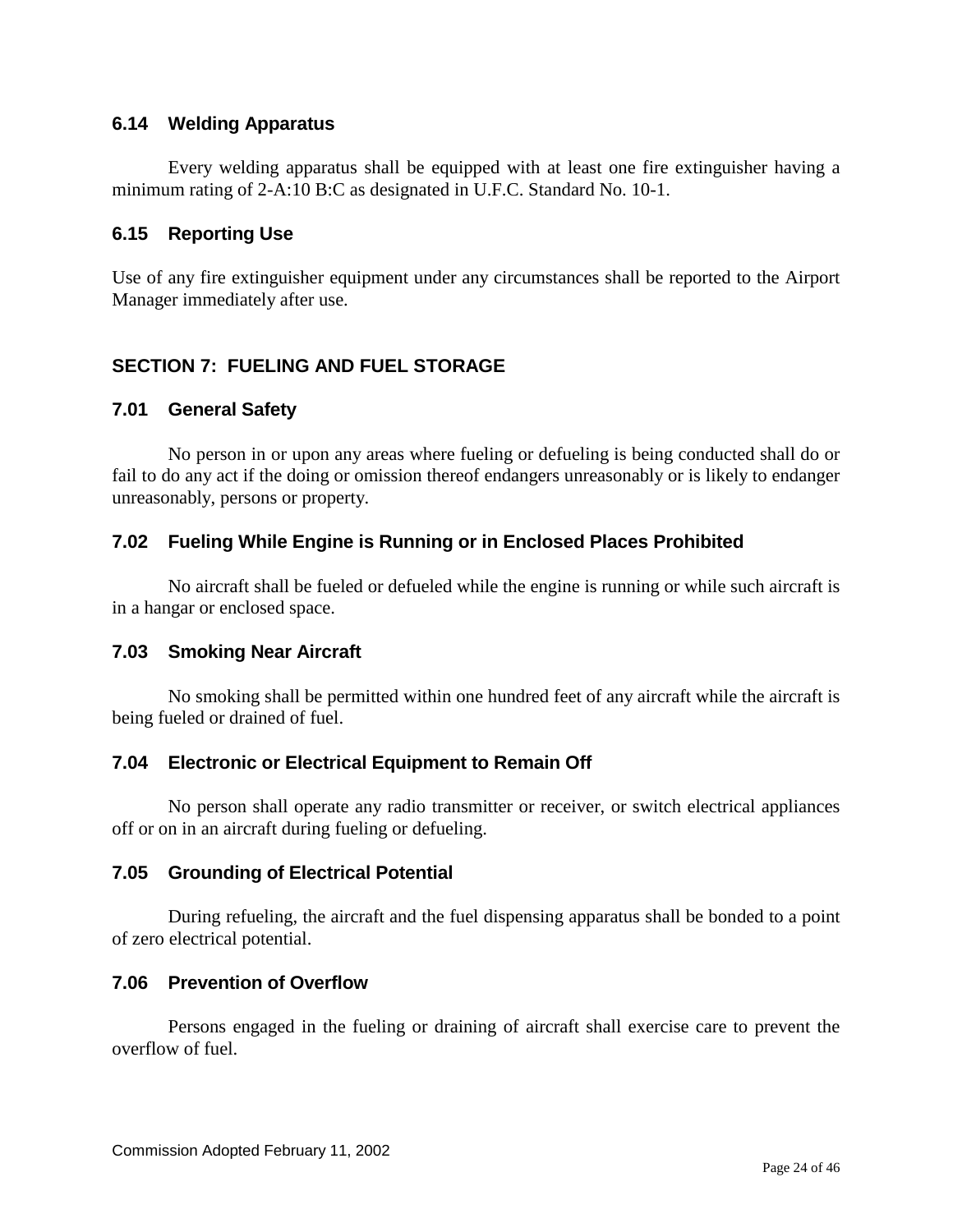### 6.14 Welding Apparatus

Every welding apparatus shall be equipped with at least one fire extinguisher having a minimum rating of 2-A:10 B:C as designated in U.F.C. Standard No. 10-1.

### 6.15 Reporting Use

Use of any fire extinguisher equipment under any circumstances shall be reported to the Airport Manager immediately after use.

## SECTION 7: FUELING AND FUEL STORAGE

### 7.01 General Safety

No person in or upon any areas where fueling or defueling is being conducted shall do or fail to do any act if the doing or omission thereof endangers unreasonably or is likely to endanger unreasonably, persons or property.

### 7.02 Fueling While Engine is Running or in Enclosed Places Prohibited

No aircraft shall be fueled or defueled while the engine is running or while such aircraft is in a hangar or enclosed space.

### 7.03 Smoking Near Aircraft

No smoking shall be permitted within one hundred feet of any aircraft while the aircraft is being fueled or drained of fuel.

### 7.04 Electronic or Electrical Equipment to Remain Off

No person shall operate any radio transmitter or receiver, or switch electrical appliances off or on in an aircraft during fueling or defueling.

### 7.05 Grounding of Electrical Potential

During refueling, the aircraft and the fuel dispensing apparatus shall be bonded to a point of zero electrical potential.

### 7.06 Prevention of Overflow

Persons engaged in the fueling or draining of aircraft shall exercise care to prevent the overflow of fuel.

Commission Adopted February 11, 2002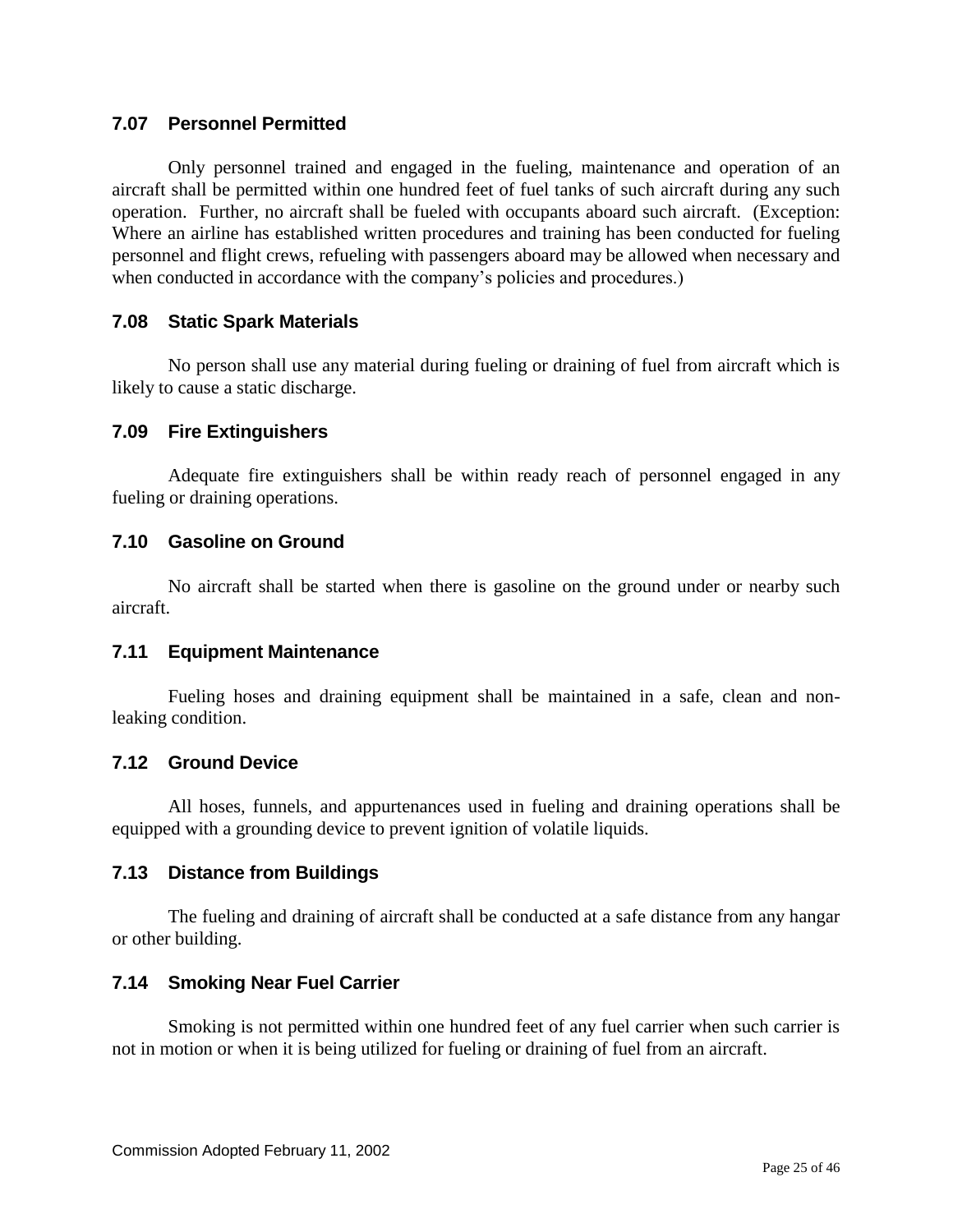### 7.07 Personnel Permitted

Only personnel trained and engaged in the fueling, maintenance and operation of an aircraft shall be permitted within one hundred feet of fuel tanks of such aircraft during any such operation. Further, no aircraft shall be fueled with occupants aboard such aircraft. (Exception: Where an airline has established written procedures and training has been conducted for fueling personnel and flight crews, refueling with passengers aboard may be allowed when necessary and when conducted in accordance with the company's policies and procedures.)

### 7.08 Static Spark Materials

No person shall use any material during fueling or draining of fuel from aircraft which is likely to cause a static discharge.

### 7.09 Fire Extinguishers

Adequate fire extinguishers shall be within ready reach of personnel engaged in any fueling or draining operations.

### 7.10 Gasoline on Ground

No aircraft shall be started when there is gasoline on the ground under or nearby such aircraft.

### 7.11 Equipment Maintenance

Fueling hoses and draining equipment shall be maintained in a safe, clean and non-leaking condition.

### 7.12 Ground Device

All hoses, funnels, and appurtenances used in fueling and draining operations shall be equipped with a grounding device to prevent ignition of volatile liquids.

### 7.13 Distance from Buildings

The fueling and draining of aircraft shall be conducted at a safe distance from any hangar or other building.

### 7.14 Smoking Near Fuel Carrier

Smoking is not permitted within one hundred feet of any fuel carrier when such carrier is not in motion or when it is being utilized for fueling or draining of fuel from an aircraft.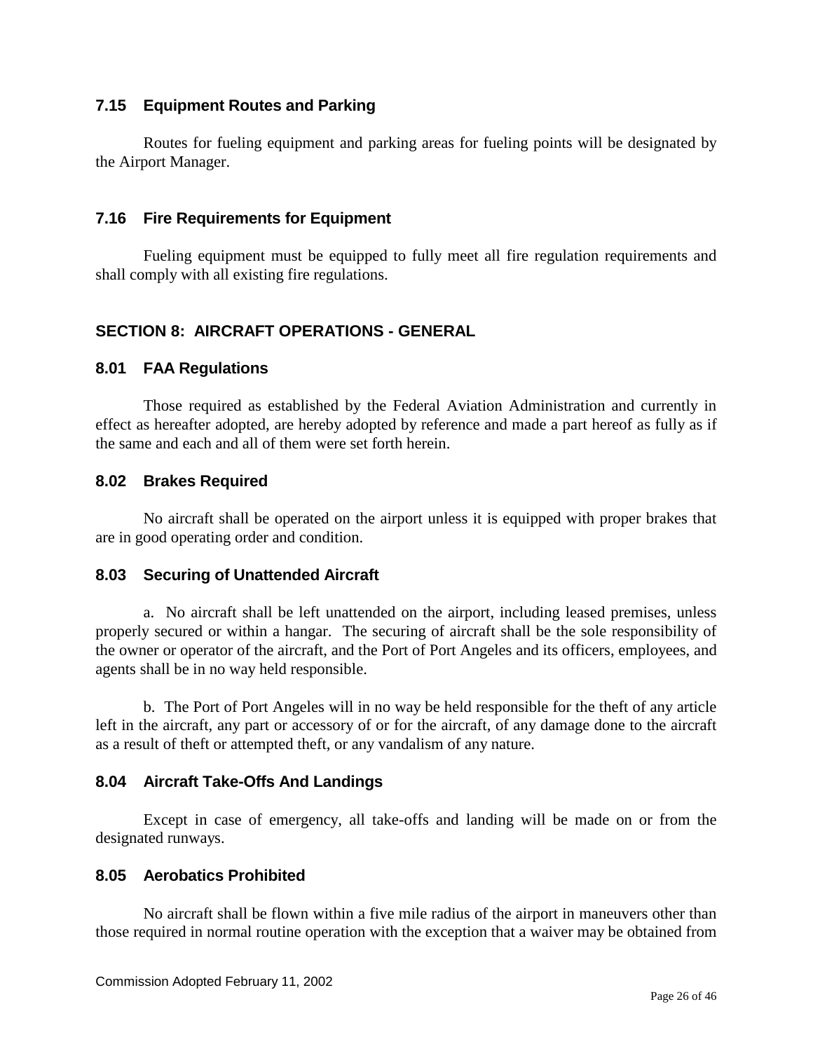### 7.15 Equipment Routes and Parking

Routes for fueling equipment and parking areas for fueling points will be designated by the Airport Manager.

### 7.16 Fire Requirements for Equipment

Fueling equipment must be equipped to fully meet all fire regulation requirements and shall comply with all existing fire regulations.

## SECTION 8: AIRCRAFT OPERATIONS - GENERAL

### 8.01 FAA Regulations

Those required as established by the Federal Aviation Administration and currently in effect as hereafter adopted, are hereby adopted by reference and made a part hereof as fully as if the same and each and all of them were set forth herein.

### 8.02 Brakes Required

No aircraft shall be operated on the airport unless it is equipped with proper brakes that are in good operating order and condition.

### 8.03 Securing of Unattended Aircraft

a. No aircraft shall be left unattended on the airport, including leased premises, unless properly secured or within a hangar. The securing of aircraft shall be the sole responsibility of the owner or operator of the aircraft, and the Port of Port Angeles and its officers, employees, and agents shall be in no way held responsible.

b. The Port of Port Angeles will in no way be held responsible for the theft of any article left in the aircraft, any part or accessory of or for the aircraft, of any damage done to the aircraft as a result of theft or attempted theft, or any vandalism of any nature.

### 8.04 Aircraft Take-Offs And Landings

Except in case of emergency, all take-offs and landing will be made on or from the designated runways.

### 8.05 Aerobatics Prohibited

No aircraft shall be flown within a five mile radius of the airport in maneuvers other than those required in normal routine operation with the exception that a waiver may be obtained from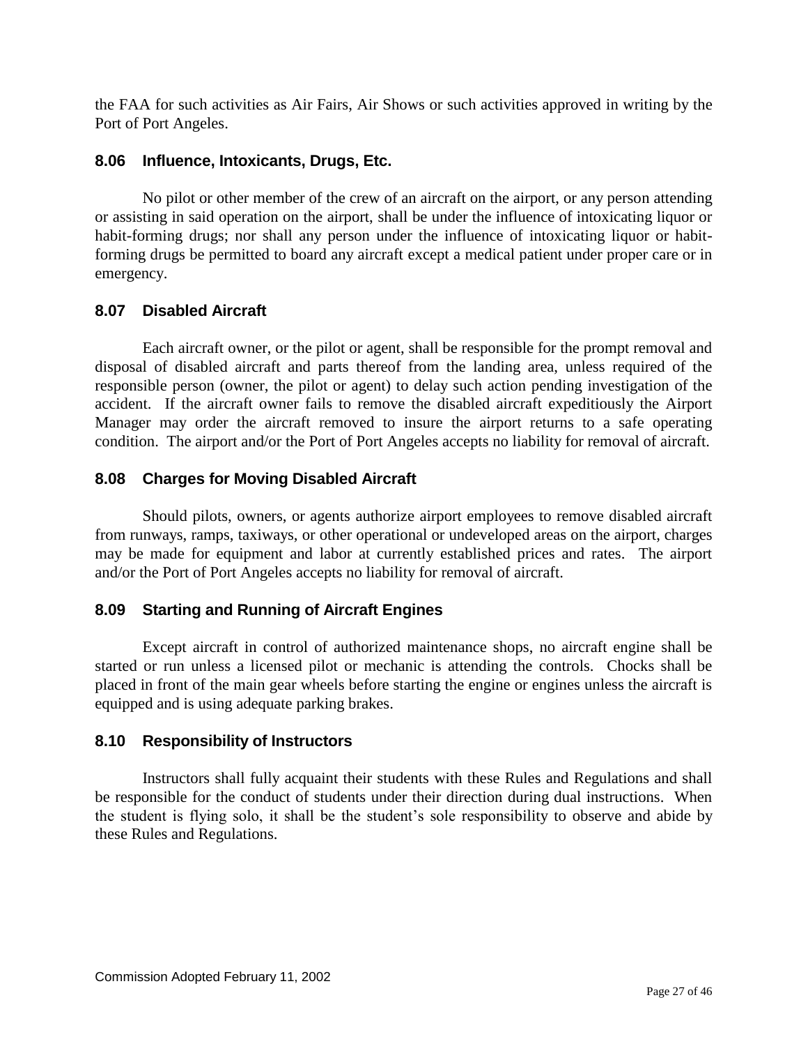the FAA for such activities as Air Fairs, Air Shows or such activities approved in writing by the Port of Port Angeles.

### 8.06 Influence, Intoxicants, Drugs, Etc.

No pilot or other member of the crew of an aircraft on the airport, or any person attending or assisting in said operation on the airport, shall be under the influence of intoxicating liquor or habit-forming drugs; nor shall any person under the influence of intoxicating liquor or habit-forming drugs be permitted to board any aircraft except a medical patient under proper care or in emergency.

### 8.07 Disabled Aircraft

Each aircraft owner, or the pilot or agent, shall be responsible for the prompt removal and disposal of disabled aircraft and parts thereof from the landing area, unless required of the responsible person (owner, the pilot or agent) to delay such action pending investigation of the accident. If the aircraft owner fails to remove the disabled aircraft expeditiously the Airport Manager may order the aircraft removed to insure the airport returns to a safe operating condition. The airport and/or the Port of Port Angeles accepts no liability for removal of aircraft.

### 8.08 Charges for Moving Disabled Aircraft

Should pilots, owners, or agents authorize airport employees to remove disabled aircraft from runways, ramps, taxiways, or other operational or undeveloped areas on the airport, charges may be made for equipment and labor at currently established prices and rates. The airport and/or the Port of Port Angeles accepts no liability for removal of aircraft.

### 8.09 Starting and Running of Aircraft Engines

Except aircraft in control of authorized maintenance shops, no aircraft engine shall be started or run unless a licensed pilot or mechanic is attending the controls. Chocks shall be placed in front of the main gear wheels before starting the engine or engines unless the aircraft is equipped and is using adequate parking brakes.

### 8.10 Responsibility of Instructors

Instructors shall fully acquaint their students with these Rules and Regulations and shall be responsible for the conduct of students under their direction during dual instructions. When the student is flying solo, it shall be the student's sole responsibility to observe and abide by these Rules and Regulations.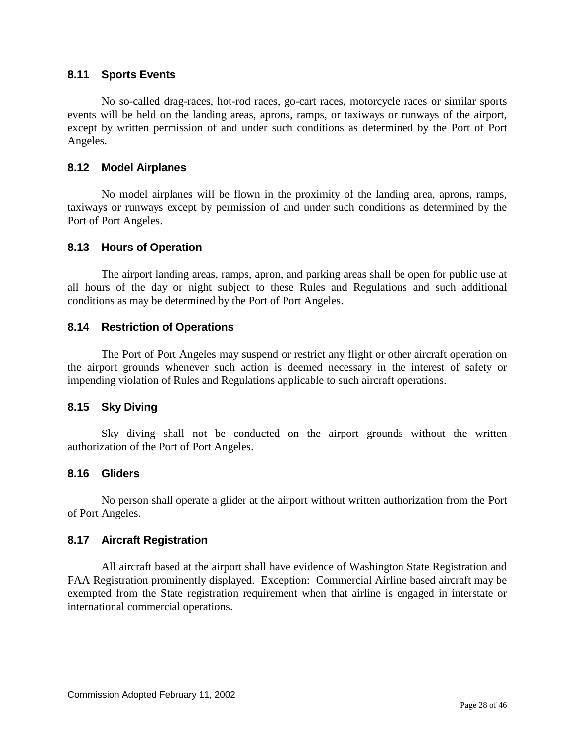### 8.11 Sports Events

No so-called drag-races, hot-rod races, go-cart races, motorcycle races or similar sports events will be held on the landing areas, aprons, ramps, or taxiways or runways of the airport, except by written permission of and under such conditions as determined by the Port of Port Angeles.

### 8.12 Model Airplanes

No model airplanes will be flown in the proximity of the landing area, aprons, ramps, taxiways or runways except by permission of and under such conditions as determined by the Port of Port Angeles.

### 8.13 Hours of Operation

The airport landing areas, ramps, apron, and parking areas shall be open for public use at all hours of the day or night subject to these Rules and Regulations and such additional conditions as may be determined by the Port of Port Angeles.

### 8.14 Restriction of Operations

The Port of Port Angeles may suspend or restrict any flight or other aircraft operation on the airport grounds whenever such action is deemed necessary in the interest of safety or impending violation of Rules and Regulations applicable to such aircraft operations.

### 8.15 Sky Diving

Sky diving shall not be conducted on the airport grounds without the written authorization of the Port of Port Angeles.

### 8.16 Gliders

No person shall operate a glider at the airport without written authorization from the Port of Port Angeles.

### 8.17 Aircraft Registration

All aircraft based at the airport shall have evidence of Washington State Registration and FAA Registration prominently displayed. Exception: Commercial Airline based aircraft may be exempted from the State registration requirement when that airline is engaged in interstate or international commercial operations.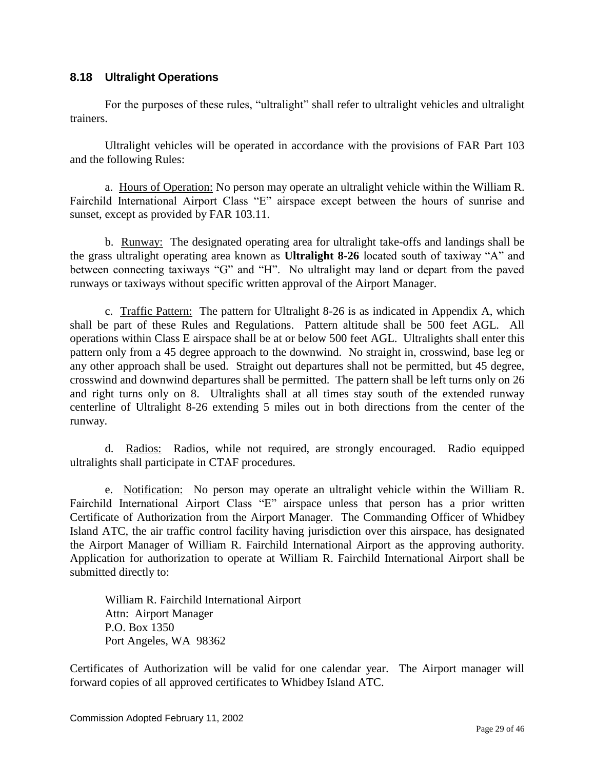### 8.18 Ultralight Operations

For the purposes of these rules, "ultralight" shall refer to ultralight vehicles and ultralight trainers.

Ultralight vehicles will be operated in accordance with the provisions of FAR Part 103 and the following Rules:

a. <u>Hours of Operation:</u> No person may operate an ultralight vehicle within the William R. Fairchild International Airport Class "E" airspace except between the hours of sunrise and sunset, except as provided by FAR 103.11.

b. <u>Runway:</u> The designated operating area for ultralight take-offs and landings shall be the grass ultralight operating area known as **Ultralight 8-26** located south of taxiway "A" and between connecting taxiways "G" and "H". No ultralight may land or depart from the paved runways or taxiways without specific written approval of the Airport Manager.

c. <u>Traffic Pattern:</u> The pattern for Ultralight 8-26 is as indicated in Appendix A, which shall be part of these Rules and Regulations. Pattern altitude shall be 500 feet AGL. All operations within Class E airspace shall be at or below 500 feet AGL. Ultralights shall enter this pattern only from a 45 degree approach to the downwind. No straight in, crosswind, base leg or any other approach shall be used. Straight out departures shall not be permitted, but 45 degree, crosswind and downwind departures shall be permitted. The pattern shall be left turns only on 26 and right turns only on 8. Ultralights shall at all times stay south of the extended runway centerline of Ultralight 8-26 extending 5 miles out in both directions from the center of the runway.

d. <u>Radios:</u> Radios, while not required, are strongly encouraged. Radio equipped ultralights shall participate in CTAF procedures.

e. <u>Notification:</u> No person may operate an ultralight vehicle within the William R. Fairchild International Airport Class "E" airspace unless that person has a prior written Certificate of Authorization from the Airport Manager. The Commanding Officer of Whidbey Island ATC, the air traffic control facility having jurisdiction over this airspace, has designated the Airport Manager of William R. Fairchild International Airport as the approving authority. Application for authorization to operate at William R. Fairchild International Airport shall be submitted directly to:

William R. Fairchild International Airport
Attn: Airport Manager
P.O. Box 1350
Port Angeles, WA 98362

Certificates of Authorization will be valid for one calendar year. The Airport manager will forward copies of all approved certificates to Whidbey Island ATC.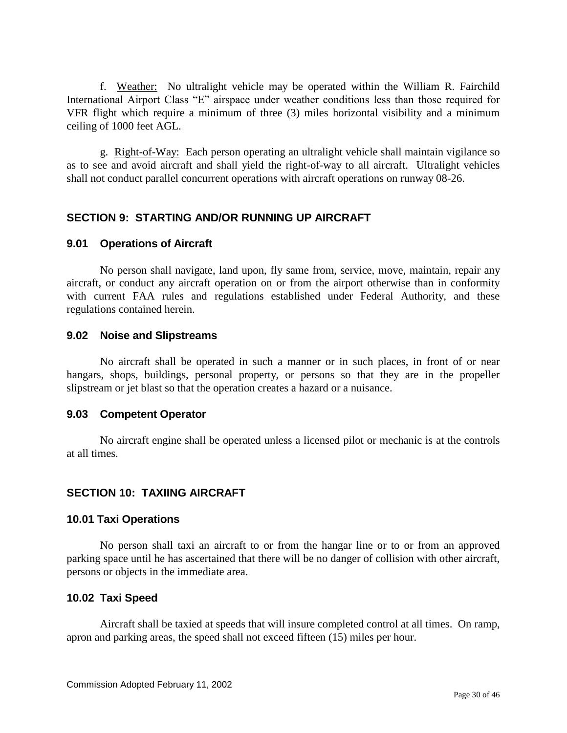f. Weather: No ultralight vehicle may be operated within the William R. Fairchild International Airport Class "E" airspace under weather conditions less than those required for VFR flight which require a minimum of three (3) miles horizontal visibility and a minimum ceiling of 1000 feet AGL.

g. Right-of-Way: Each person operating an ultralight vehicle shall maintain vigilance so as to see and avoid aircraft and shall yield the right-of-way to all aircraft. Ultralight vehicles shall not conduct parallel concurrent operations with aircraft operations on runway 08-26.

## SECTION 9: STARTING AND/OR RUNNING UP AIRCRAFT

### 9.01 Operations of Aircraft

No person shall navigate, land upon, fly same from, service, move, maintain, repair any aircraft, or conduct any aircraft operation on or from the airport otherwise than in conformity with current FAA rules and regulations established under Federal Authority, and these regulations contained herein.

### 9.02 Noise and Slipstreams

No aircraft shall be operated in such a manner or in such places, in front of or near hangars, shops, buildings, personal property, or persons so that they are in the propeller slipstream or jet blast so that the operation creates a hazard or a nuisance.

### 9.03 Competent Operator

No aircraft engine shall be operated unless a licensed pilot or mechanic is at the controls at all times.

## SECTION 10: TAXIING AIRCRAFT

### 10.01 Taxi Operations

No person shall taxi an aircraft to or from the hangar line or to or from an approved parking space until he has ascertained that there will be no danger of collision with other aircraft, persons or objects in the immediate area.

### 10.02 Taxi Speed

Aircraft shall be taxied at speeds that will insure completed control at all times. On ramp, apron and parking areas, the speed shall not exceed fifteen (15) miles per hour.

Commission Adopted February 11, 2002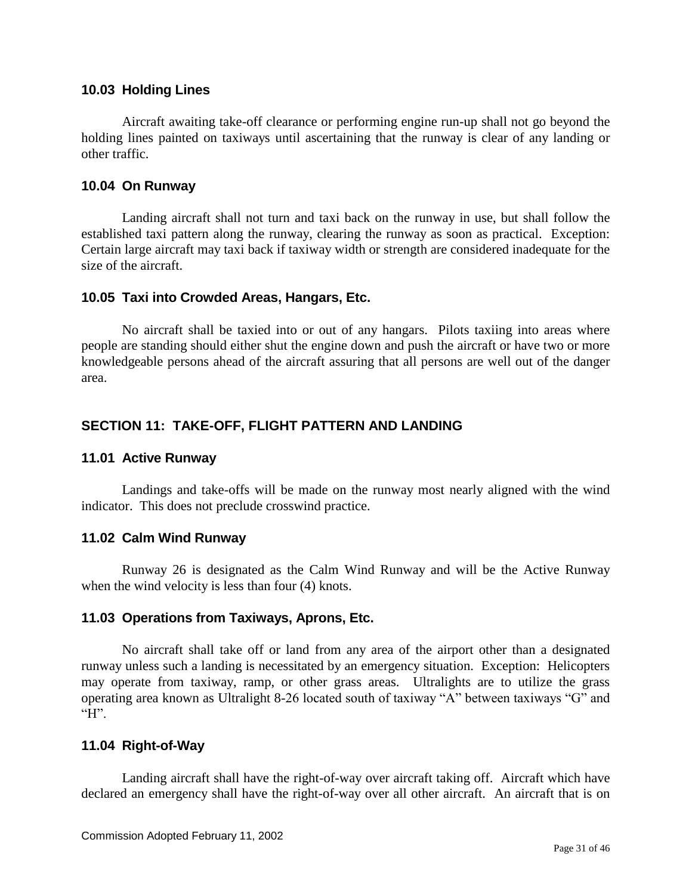### 10.03 Holding Lines

Aircraft awaiting take-off clearance or performing engine run-up shall not go beyond the holding lines painted on taxiways until ascertaining that the runway is clear of any landing or other traffic.

### 10.04 On Runway

Landing aircraft shall not turn and taxi back on the runway in use, but shall follow the established taxi pattern along the runway, clearing the runway as soon as practical. Exception: Certain large aircraft may taxi back if taxiway width or strength are considered inadequate for the size of the aircraft.

### 10.05 Taxi into Crowded Areas, Hangars, Etc.

No aircraft shall be taxied into or out of any hangars. Pilots taxiing into areas where people are standing should either shut the engine down and push the aircraft or have two or more knowledgeable persons ahead of the aircraft assuring that all persons are well out of the danger area.

## SECTION 11: TAKE-OFF, FLIGHT PATTERN AND LANDING

### 11.01 Active Runway

Landings and take-offs will be made on the runway most nearly aligned with the wind indicator. This does not preclude crosswind practice.

### 11.02 Calm Wind Runway

Runway 26 is designated as the Calm Wind Runway and will be the Active Runway when the wind velocity is less than four (4) knots.

### 11.03 Operations from Taxiways, Aprons, Etc.

No aircraft shall take off or land from any area of the airport other than a designated runway unless such a landing is necessitated by an emergency situation. Exception: Helicopters may operate from taxiway, ramp, or other grass areas. Ultralights are to utilize the grass operating area known as Ultralight 8-26 located south of taxiway "A" between taxiways "G" and "H".

### 11.04 Right-of-Way

Landing aircraft shall have the right-of-way over aircraft taking off. Aircraft which have declared an emergency shall have the right-of-way over all other aircraft. An aircraft that is on

Commission Adopted February 11, 2002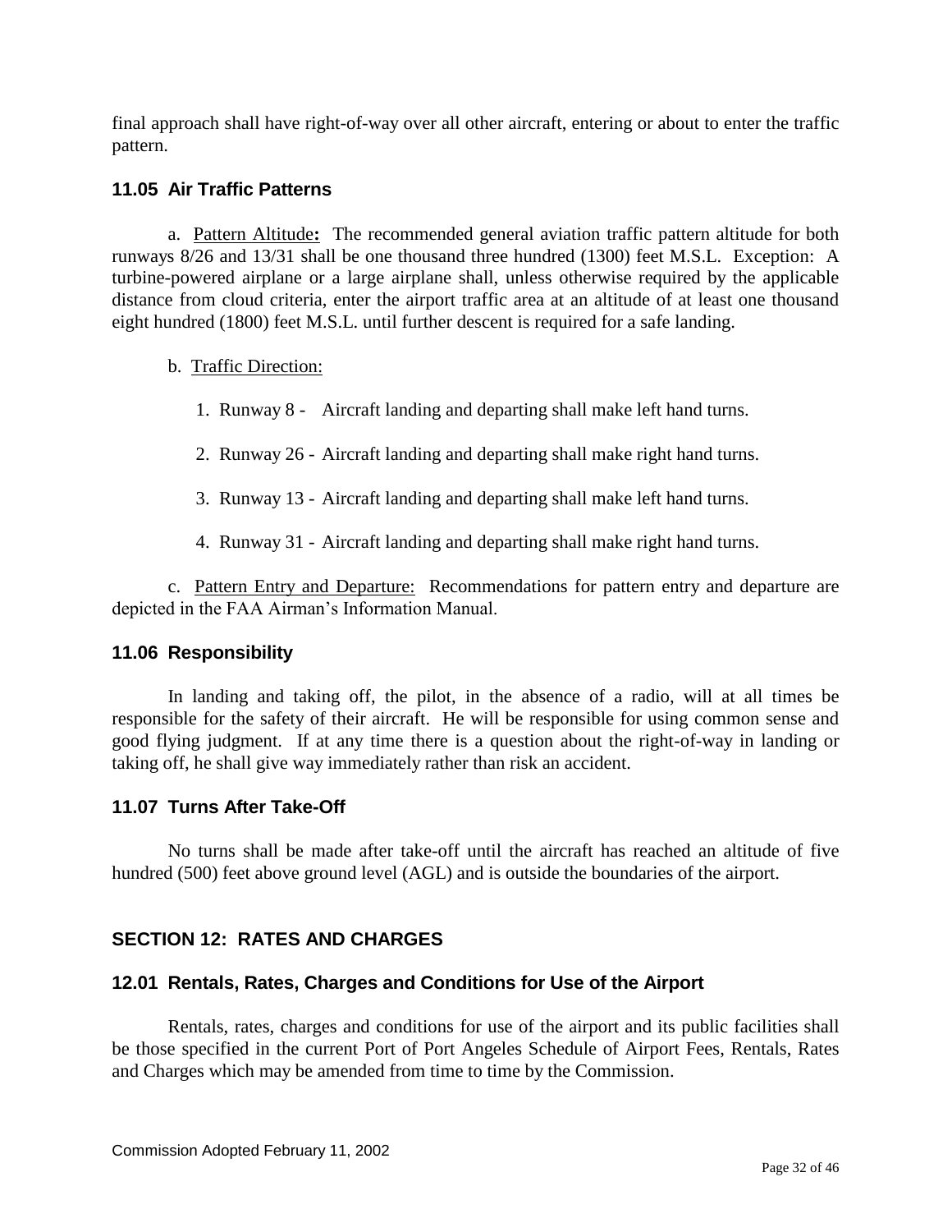final approach shall have right-of-way over all other aircraft, entering or about to enter the traffic pattern.

### 11.05 Air Traffic Patterns

a. Pattern Altitude**:** The recommended general aviation traffic pattern altitude for both runways 8/26 and 13/31 shall be one thousand three hundred (1300) feet M.S.L. Exception: A turbine-powered airplane or a large airplane shall, unless otherwise required by the applicable distance from cloud criteria, enter the airport traffic area at an altitude of at least one thousand eight hundred (1800) feet M.S.L. until further descent is required for a safe landing.

b. Traffic Direction:

1. Runway 8 - Aircraft landing and departing shall make left hand turns.
2. Runway 26 - Aircraft landing and departing shall make right hand turns.
3. Runway 13 - Aircraft landing and departing shall make left hand turns.
4. Runway 31 - Aircraft landing and departing shall make right hand turns.

c. Pattern Entry and Departure: Recommendations for pattern entry and departure are depicted in the FAA Airman's Information Manual.

### 11.06 Responsibility

In landing and taking off, the pilot, in the absence of a radio, will at all times be responsible for the safety of their aircraft. He will be responsible for using common sense and good flying judgment. If at any time there is a question about the right-of-way in landing or taking off, he shall give way immediately rather than risk an accident.

### 11.07 Turns After Take-Off

No turns shall be made after take-off until the aircraft has reached an altitude of five hundred (500) feet above ground level (AGL) and is outside the boundaries of the airport.

## SECTION 12: RATES AND CHARGES

### 12.01 Rentals, Rates, Charges and Conditions for Use of the Airport

Rentals, rates, charges and conditions for use of the airport and its public facilities shall be those specified in the current Port of Port Angeles Schedule of Airport Fees, Rentals, Rates and Charges which may be amended from time to time by the Commission.

Commission Adopted February 11, 2002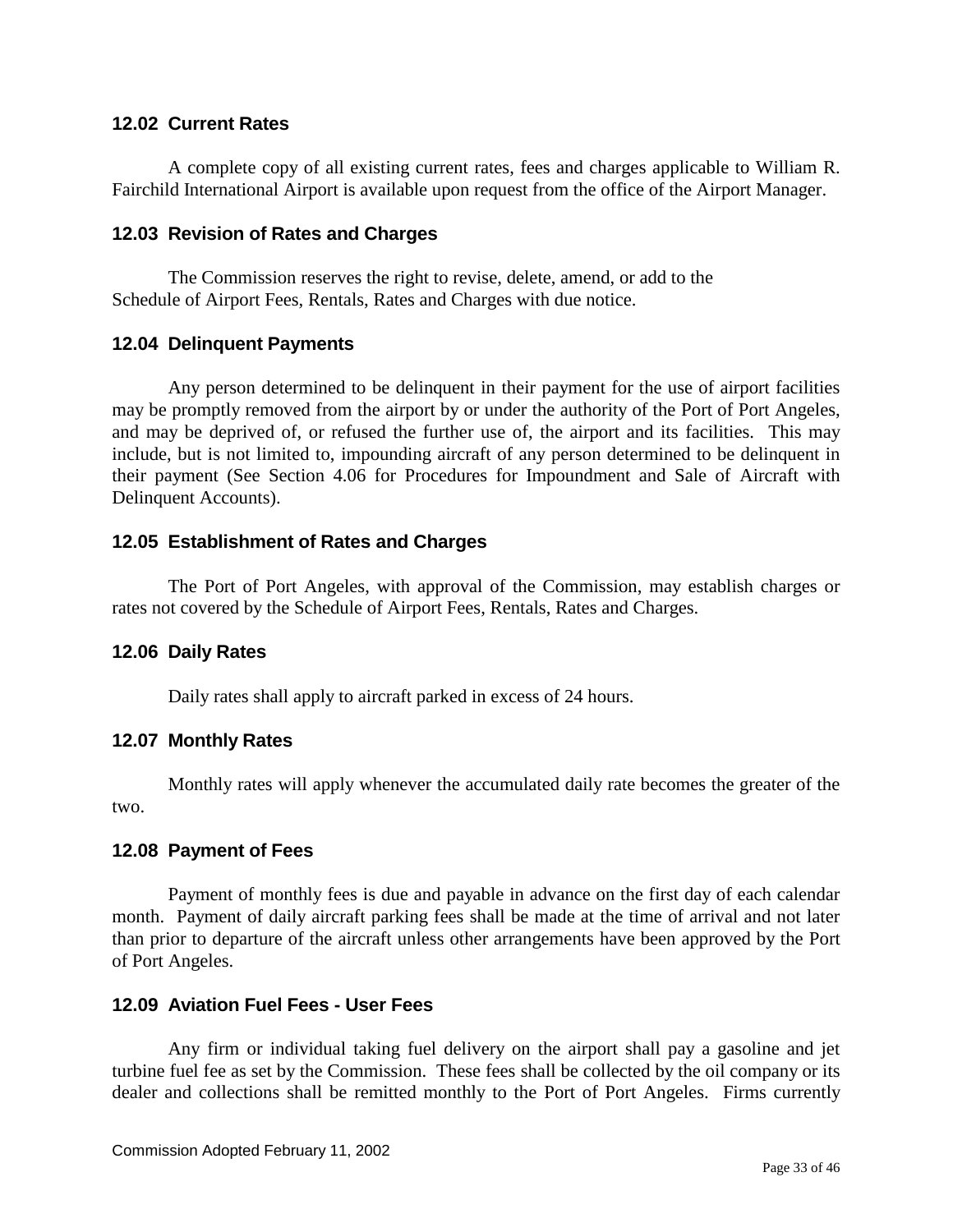### 12.02 Current Rates

A complete copy of all existing current rates, fees and charges applicable to William R. Fairchild International Airport is available upon request from the office of the Airport Manager.

### 12.03 Revision of Rates and Charges

The Commission reserves the right to revise, delete, amend, or add to the Schedule of Airport Fees, Rentals, Rates and Charges with due notice.

### 12.04 Delinquent Payments

Any person determined to be delinquent in their payment for the use of airport facilities may be promptly removed from the airport by or under the authority of the Port of Port Angeles, and may be deprived of, or refused the further use of, the airport and its facilities. This may include, but is not limited to, impounding aircraft of any person determined to be delinquent in their payment (See Section 4.06 for Procedures for Impoundment and Sale of Aircraft with Delinquent Accounts).

### 12.05 Establishment of Rates and Charges

The Port of Port Angeles, with approval of the Commission, may establish charges or rates not covered by the Schedule of Airport Fees, Rentals, Rates and Charges.

### 12.06 Daily Rates

Daily rates shall apply to aircraft parked in excess of 24 hours.

### 12.07 Monthly Rates

Monthly rates will apply whenever the accumulated daily rate becomes the greater of the two.

### 12.08 Payment of Fees

Payment of monthly fees is due and payable in advance on the first day of each calendar month. Payment of daily aircraft parking fees shall be made at the time of arrival and not later than prior to departure of the aircraft unless other arrangements have been approved by the Port of Port Angeles.

### 12.09 Aviation Fuel Fees - User Fees

Any firm or individual taking fuel delivery on the airport shall pay a gasoline and jet turbine fuel fee as set by the Commission. These fees shall be collected by the oil company or its dealer and collections shall be remitted monthly to the Port of Port Angeles. Firms currently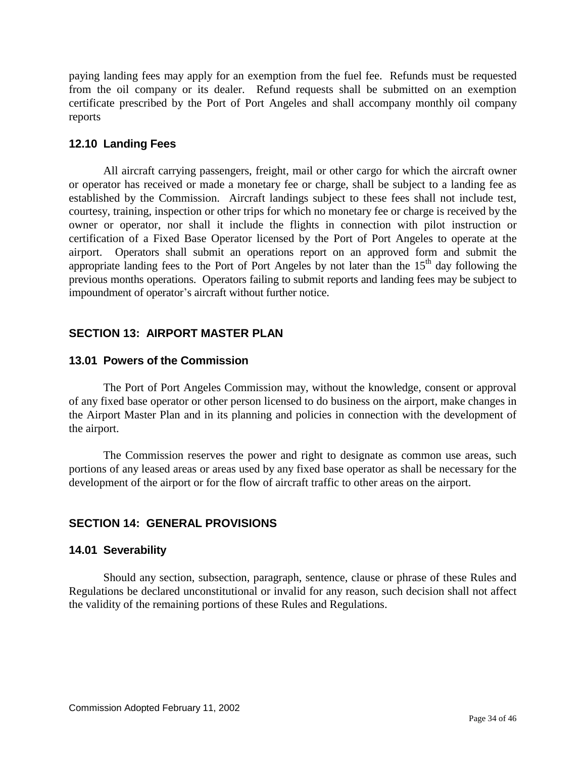paying landing fees may apply for an exemption from the fuel fee. Refunds must be requested from the oil company or its dealer. Refund requests shall be submitted on an exemption certificate prescribed by the Port of Port Angeles and shall accompany monthly oil company reports

### 12.10 Landing Fees

All aircraft carrying passengers, freight, mail or other cargo for which the aircraft owner or operator has received or made a monetary fee or charge, shall be subject to a landing fee as established by the Commission. Aircraft landings subject to these fees shall not include test, courtesy, training, inspection or other trips for which no monetary fee or charge is received by the owner or operator, nor shall it include the flights in connection with pilot instruction or certification of a Fixed Base Operator licensed by the Port of Port Angeles to operate at the airport. Operators shall submit an operations report on an approved form and submit the appropriate landing fees to the Port of Port Angeles by not later than the 15th day following the previous months operations. Operators failing to submit reports and landing fees may be subject to impoundment of operator's aircraft without further notice.

## SECTION 13: AIRPORT MASTER PLAN

### 13.01 Powers of the Commission

The Port of Port Angeles Commission may, without the knowledge, consent or approval of any fixed base operator or other person licensed to do business on the airport, make changes in the Airport Master Plan and in its planning and policies in connection with the development of the airport.

The Commission reserves the power and right to designate as common use areas, such portions of any leased areas or areas used by any fixed base operator as shall be necessary for the development of the airport or for the flow of aircraft traffic to other areas on the airport.

## SECTION 14: GENERAL PROVISIONS

### 14.01 Severability

Should any section, subsection, paragraph, sentence, clause or phrase of these Rules and Regulations be declared unconstitutional or invalid for any reason, such decision shall not affect the validity of the remaining portions of these Rules and Regulations.

Commission Adopted February 11, 2002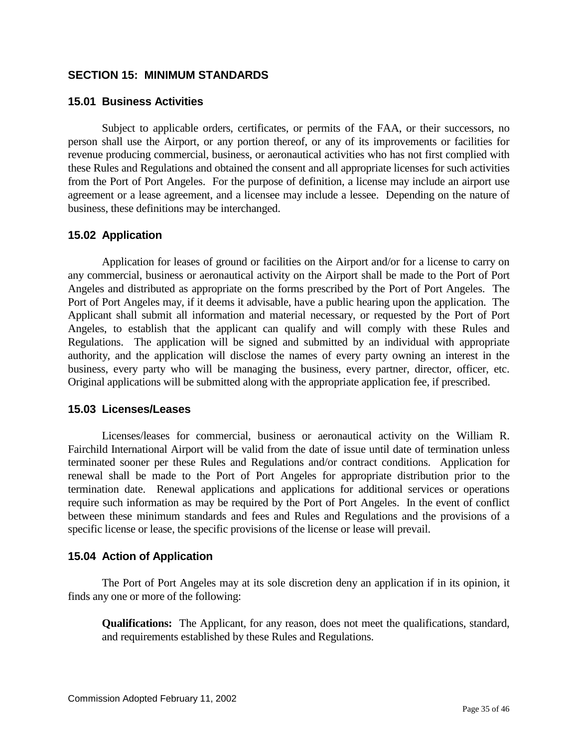## SECTION 15: MINIMUM STANDARDS

### 15.01 Business Activities

Subject to applicable orders, certificates, or permits of the FAA, or their successors, no person shall use the Airport, or any portion thereof, or any of its improvements or facilities for revenue producing commercial, business, or aeronautical activities who has not first complied with these Rules and Regulations and obtained the consent and all appropriate licenses for such activities from the Port of Port Angeles. For the purpose of definition, a license may include an airport use agreement or a lease agreement, and a licensee may include a lessee. Depending on the nature of business, these definitions may be interchanged.

### 15.02 Application

Application for leases of ground or facilities on the Airport and/or for a license to carry on any commercial, business or aeronautical activity on the Airport shall be made to the Port of Port Angeles and distributed as appropriate on the forms prescribed by the Port of Port Angeles. The Port of Port Angeles may, if it deems it advisable, have a public hearing upon the application. The Applicant shall submit all information and material necessary, or requested by the Port of Port Angeles, to establish that the applicant can qualify and will comply with these Rules and Regulations. The application will be signed and submitted by an individual with appropriate authority, and the application will disclose the names of every party owning an interest in the business, every party who will be managing the business, every partner, director, officer, etc. Original applications will be submitted along with the appropriate application fee, if prescribed.

### 15.03 Licenses/Leases

Licenses/leases for commercial, business or aeronautical activity on the William R. Fairchild International Airport will be valid from the date of issue until date of termination unless terminated sooner per these Rules and Regulations and/or contract conditions. Application for renewal shall be made to the Port of Port Angeles for appropriate distribution prior to the termination date. Renewal applications and applications for additional services or operations require such information as may be required by the Port of Port Angeles. In the event of conflict between these minimum standards and fees and Rules and Regulations and the provisions of a specific license or lease, the specific provisions of the license or lease will prevail.

### 15.04 Action of Application

The Port of Port Angeles may at its sole discretion deny an application if in its opinion, it finds any one or more of the following:

**Qualifications:** The Applicant, for any reason, does not meet the qualifications, standard, and requirements established by these Rules and Regulations.

Commission Adopted February 11, 2002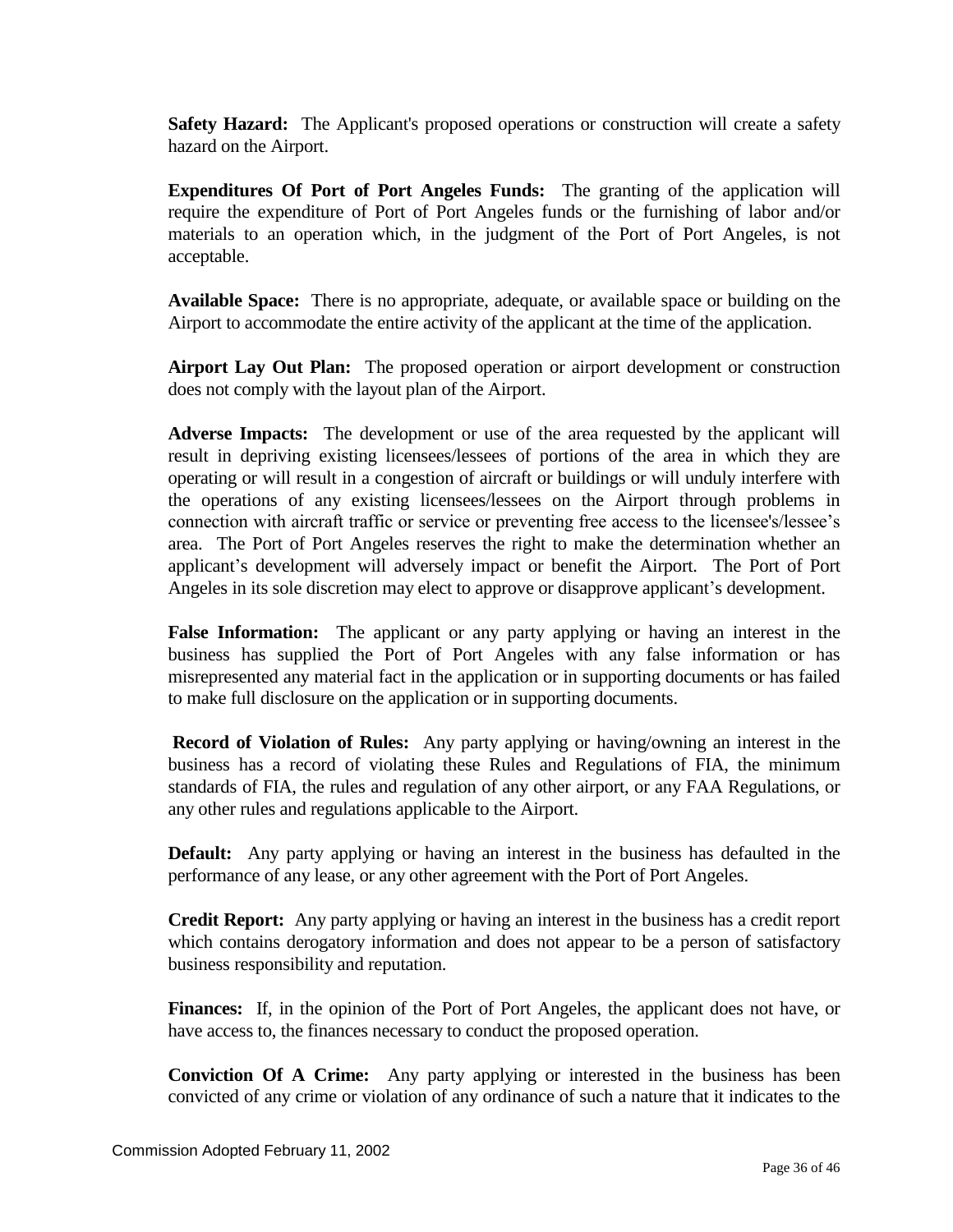**Safety Hazard:** The Applicant's proposed operations or construction will create a safety hazard on the Airport.

**Expenditures Of Port of Port Angeles Funds:** The granting of the application will require the expenditure of Port of Port Angeles funds or the furnishing of labor and/or materials to an operation which, in the judgment of the Port of Port Angeles, is not acceptable.

**Available Space:** There is no appropriate, adequate, or available space or building on the Airport to accommodate the entire activity of the applicant at the time of the application.

**Airport Lay Out Plan:** The proposed operation or airport development or construction does not comply with the layout plan of the Airport.

**Adverse Impacts:** The development or use of the area requested by the applicant will result in depriving existing licensees/lessees of portions of the area in which they are operating or will result in a congestion of aircraft or buildings or will unduly interfere with the operations of any existing licensees/lessees on the Airport through problems in connection with aircraft traffic or service or preventing free access to the licensee's/lessee's area. The Port of Port Angeles reserves the right to make the determination whether an applicant's development will adversely impact or benefit the Airport. The Port of Port Angeles in its sole discretion may elect to approve or disapprove applicant's development.

**False Information:** The applicant or any party applying or having an interest in the business has supplied the Port of Port Angeles with any false information or has misrepresented any material fact in the application or in supporting documents or has failed to make full disclosure on the application or in supporting documents.

**Record of Violation of Rules:** Any party applying or having/owning an interest in the business has a record of violating these Rules and Regulations of FIA, the minimum standards of FIA, the rules and regulation of any other airport, or any FAA Regulations, or any other rules and regulations applicable to the Airport.

**Default:** Any party applying or having an interest in the business has defaulted in the performance of any lease, or any other agreement with the Port of Port Angeles.

**Credit Report:** Any party applying or having an interest in the business has a credit report which contains derogatory information and does not appear to be a person of satisfactory business responsibility and reputation.

**Finances:** If, in the opinion of the Port of Port Angeles, the applicant does not have, or have access to, the finances necessary to conduct the proposed operation.

**Conviction Of A Crime:** Any party applying or interested in the business has been convicted of any crime or violation of any ordinance of such a nature that it indicates to the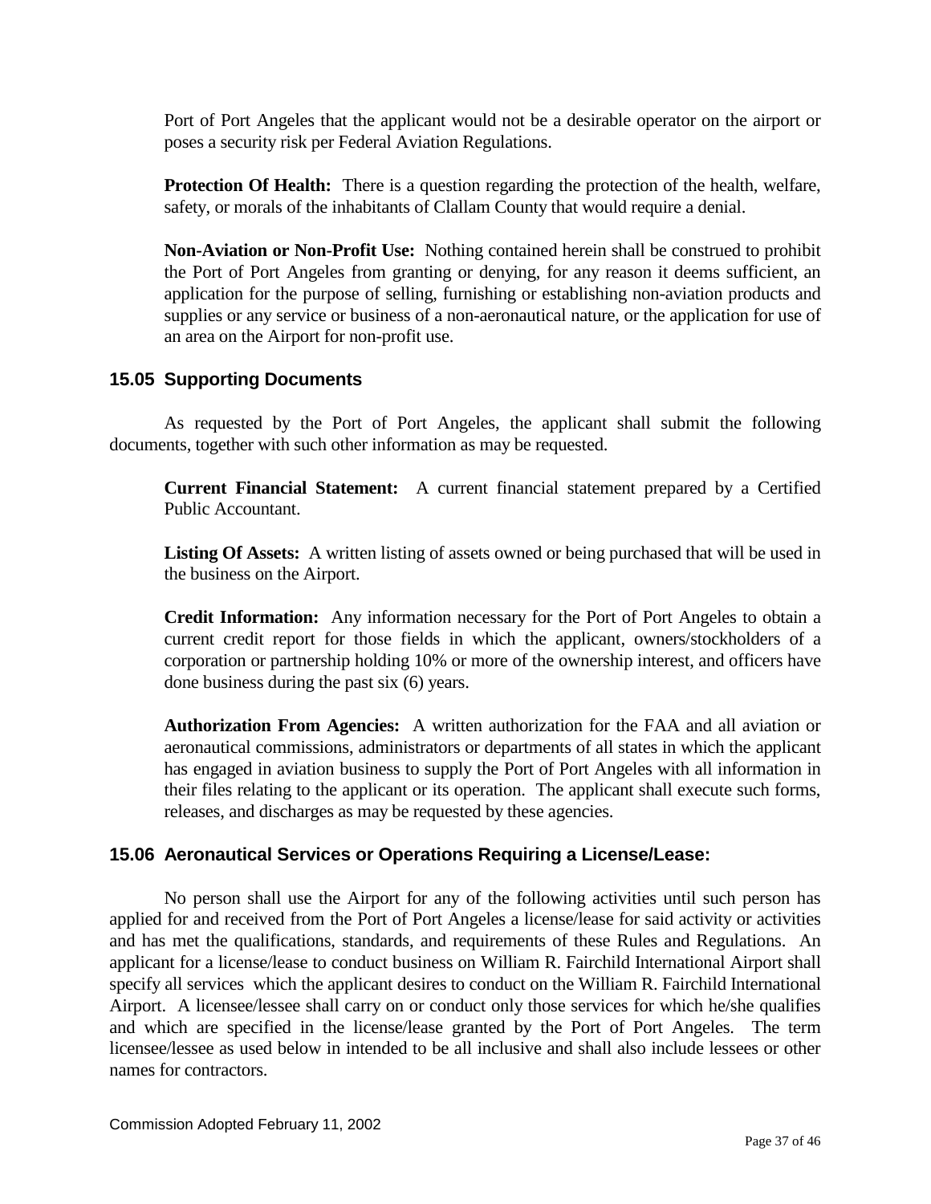Port of Port Angeles that the applicant would not be a desirable operator on the airport or poses a security risk per Federal Aviation Regulations.

**Protection Of Health:** There is a question regarding the protection of the health, welfare, safety, or morals of the inhabitants of Clallam County that would require a denial.

**Non-Aviation or Non-Profit Use:** Nothing contained herein shall be construed to prohibit the Port of Port Angeles from granting or denying, for any reason it deems sufficient, an application for the purpose of selling, furnishing or establishing non-aviation products and supplies or any service or business of a non-aeronautical nature, or the application for use of an area on the Airport for non-profit use.

### 15.05 Supporting Documents

As requested by the Port of Port Angeles, the applicant shall submit the following documents, together with such other information as may be requested.

**Current Financial Statement:** A current financial statement prepared by a Certified Public Accountant.

**Listing Of Assets:** A written listing of assets owned or being purchased that will be used in the business on the Airport.

**Credit Information:** Any information necessary for the Port of Port Angeles to obtain a current credit report for those fields in which the applicant, owners/stockholders of a corporation or partnership holding 10% or more of the ownership interest, and officers have done business during the past six (6) years.

**Authorization From Agencies:** A written authorization for the FAA and all aviation or aeronautical commissions, administrators or departments of all states in which the applicant has engaged in aviation business to supply the Port of Port Angeles with all information in their files relating to the applicant or its operation. The applicant shall execute such forms, releases, and discharges as may be requested by these agencies.

### 15.06 Aeronautical Services or Operations Requiring a License/Lease:

No person shall use the Airport for any of the following activities until such person has applied for and received from the Port of Port Angeles a license/lease for said activity or activities and has met the qualifications, standards, and requirements of these Rules and Regulations. An applicant for a license/lease to conduct business on William R. Fairchild International Airport shall specify all services which the applicant desires to conduct on the William R. Fairchild International Airport. A licensee/lessee shall carry on or conduct only those services for which he/she qualifies and which are specified in the license/lease granted by the Port of Port Angeles. The term licensee/lessee as used below in intended to be all inclusive and shall also include lessees or other names for contractors.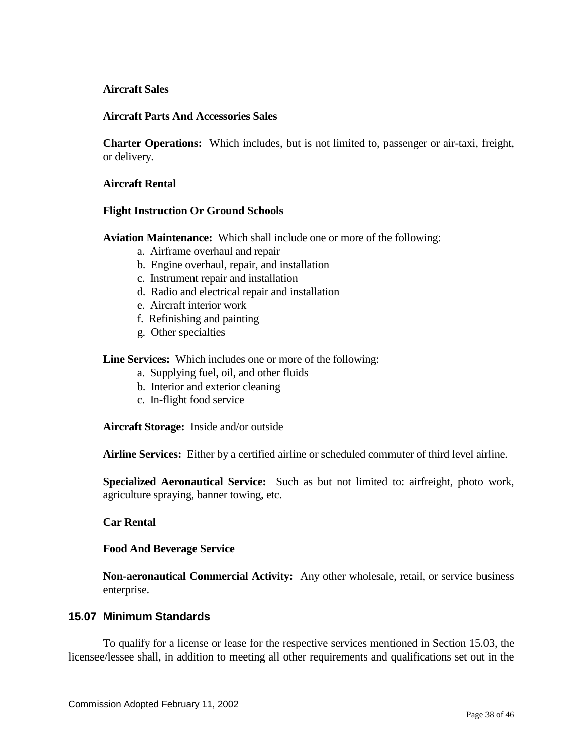**Aircraft Sales**

**Aircraft Parts And Accessories Sales**

**Charter Operations:** Which includes, but is not limited to, passenger or air-taxi, freight, or delivery.

**Aircraft Rental**

**Flight Instruction Or Ground Schools**

**Aviation Maintenance:** Which shall include one or more of the following:

a. Airframe overhaul and repair
b. Engine overhaul, repair, and installation
c. Instrument repair and installation
d. Radio and electrical repair and installation
e. Aircraft interior work
f. Refinishing and painting
g. Other specialties

**Line Services:** Which includes one or more of the following:

a. Supplying fuel, oil, and other fluids
b. Interior and exterior cleaning
c. In-flight food service

**Aircraft Storage:** Inside and/or outside

**Airline Services:** Either by a certified airline or scheduled commuter of third level airline.

**Specialized Aeronautical Service:** Such as but not limited to: airfreight, photo work, agriculture spraying, banner towing, etc.

**Car Rental**

**Food And Beverage Service**

**Non-aeronautical Commercial Activity:** Any other wholesale, retail, or service business enterprise.

### 15.07 Minimum Standards

To qualify for a license or lease for the respective services mentioned in Section 15.03, the licensee/lessee shall, in addition to meeting all other requirements and qualifications set out in the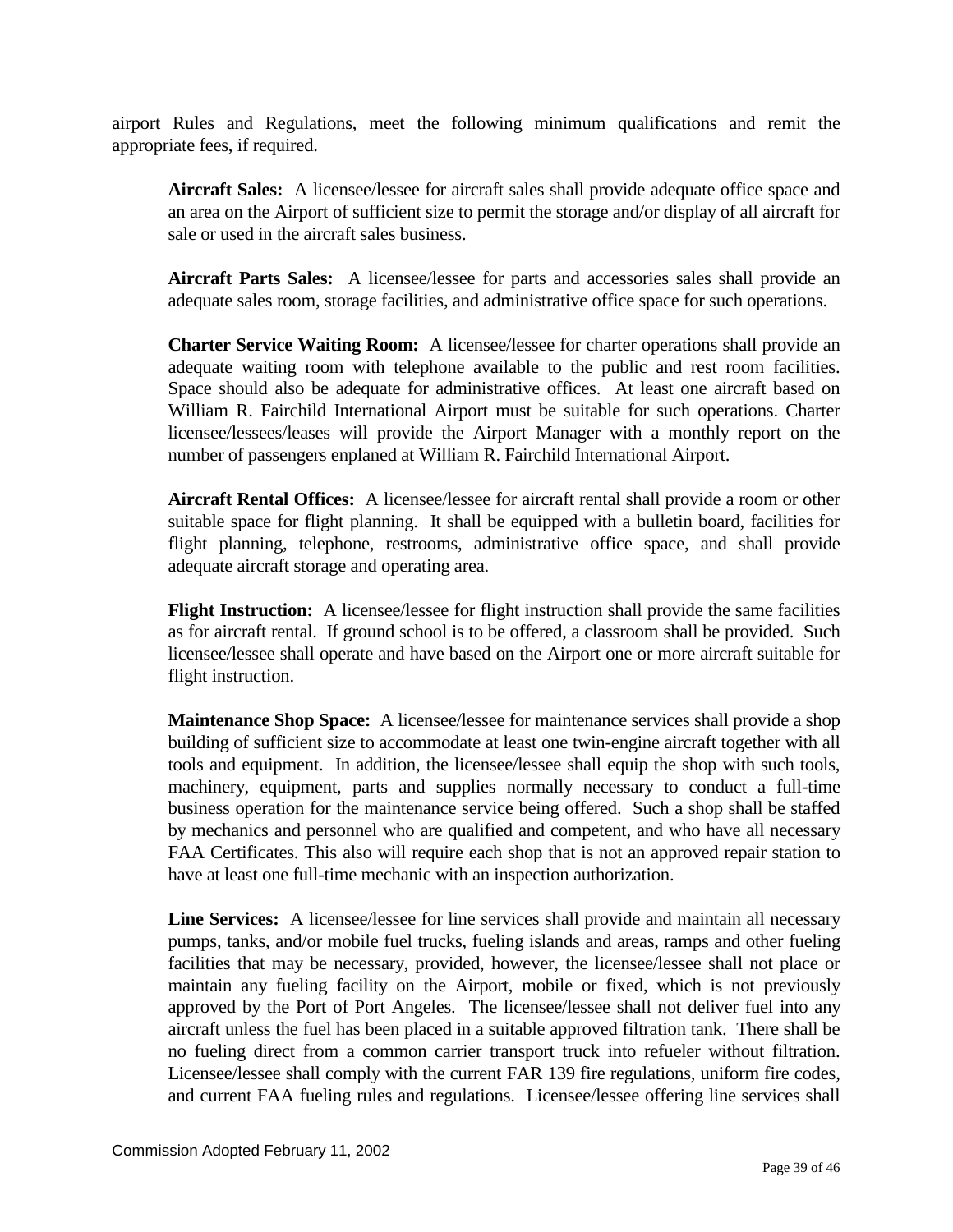airport Rules and Regulations, meet the following minimum qualifications and remit the appropriate fees, if required.

**Aircraft Sales:** A licensee/lessee for aircraft sales shall provide adequate office space and an area on the Airport of sufficient size to permit the storage and/or display of all aircraft for sale or used in the aircraft sales business.

**Aircraft Parts Sales:** A licensee/lessee for parts and accessories sales shall provide an adequate sales room, storage facilities, and administrative office space for such operations.

**Charter Service Waiting Room:** A licensee/lessee for charter operations shall provide an adequate waiting room with telephone available to the public and rest room facilities. Space should also be adequate for administrative offices. At least one aircraft based on William R. Fairchild International Airport must be suitable for such operations. Charter licensee/lessees/leases will provide the Airport Manager with a monthly report on the number of passengers enplaned at William R. Fairchild International Airport.

**Aircraft Rental Offices:** A licensee/lessee for aircraft rental shall provide a room or other suitable space for flight planning. It shall be equipped with a bulletin board, facilities for flight planning, telephone, restrooms, administrative office space, and shall provide adequate aircraft storage and operating area.

**Flight Instruction:** A licensee/lessee for flight instruction shall provide the same facilities as for aircraft rental. If ground school is to be offered, a classroom shall be provided. Such licensee/lessee shall operate and have based on the Airport one or more aircraft suitable for flight instruction.

**Maintenance Shop Space:** A licensee/lessee for maintenance services shall provide a shop building of sufficient size to accommodate at least one twin-engine aircraft together with all tools and equipment. In addition, the licensee/lessee shall equip the shop with such tools, machinery, equipment, parts and supplies normally necessary to conduct a full-time business operation for the maintenance service being offered. Such a shop shall be staffed by mechanics and personnel who are qualified and competent, and who have all necessary FAA Certificates. This also will require each shop that is not an approved repair station to have at least one full-time mechanic with an inspection authorization.

**Line Services:** A licensee/lessee for line services shall provide and maintain all necessary pumps, tanks, and/or mobile fuel trucks, fueling islands and areas, ramps and other fueling facilities that may be necessary, provided, however, the licensee/lessee shall not place or maintain any fueling facility on the Airport, mobile or fixed, which is not previously approved by the Port of Port Angeles. The licensee/lessee shall not deliver fuel into any aircraft unless the fuel has been placed in a suitable approved filtration tank. There shall be no fueling direct from a common carrier transport truck into refueler without filtration. Licensee/lessee shall comply with the current FAR 139 fire regulations, uniform fire codes, and current FAA fueling rules and regulations. Licensee/lessee offering line services shall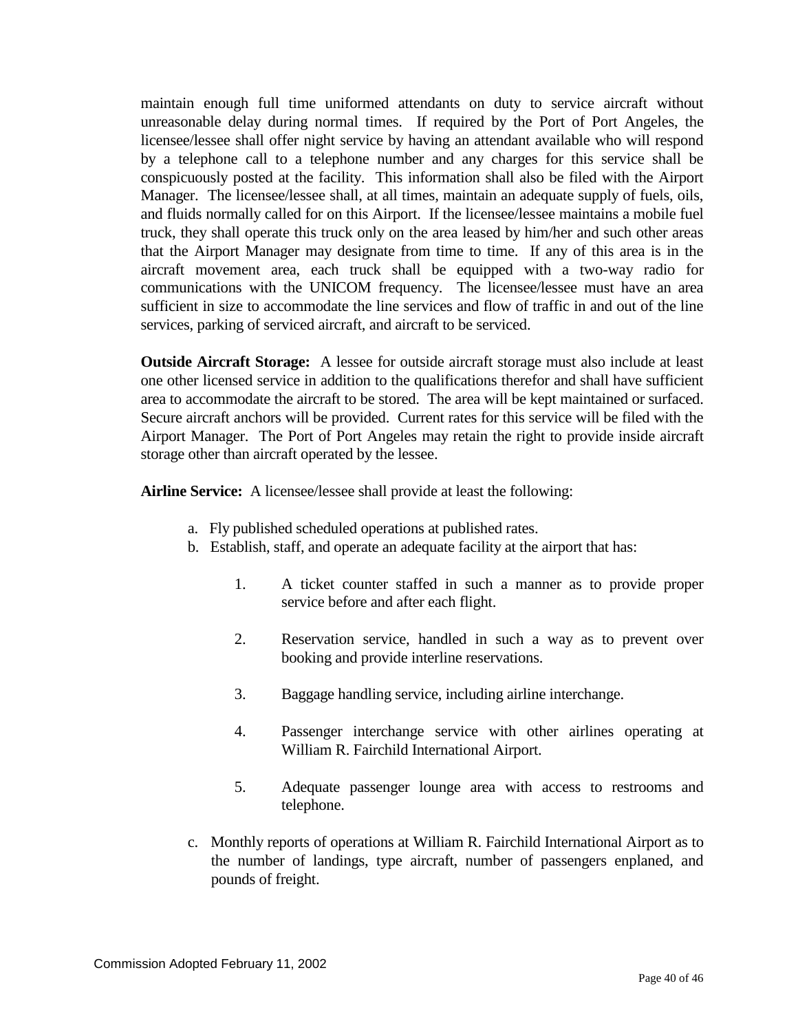maintain enough full time uniformed attendants on duty to service aircraft without unreasonable delay during normal times. If required by the Port of Port Angeles, the licensee/lessee shall offer night service by having an attendant available who will respond by a telephone call to a telephone number and any charges for this service shall be conspicuously posted at the facility. This information shall also be filed with the Airport Manager. The licensee/lessee shall, at all times, maintain an adequate supply of fuels, oils, and fluids normally called for on this Airport. If the licensee/lessee maintains a mobile fuel truck, they shall operate this truck only on the area leased by him/her and such other areas that the Airport Manager may designate from time to time. If any of this area is in the aircraft movement area, each truck shall be equipped with a two-way radio for communications with the UNICOM frequency. The licensee/lessee must have an area sufficient in size to accommodate the line services and flow of traffic in and out of the line services, parking of serviced aircraft, and aircraft to be serviced.

**Outside Aircraft Storage:** A lessee for outside aircraft storage must also include at least one other licensed service in addition to the qualifications therefor and shall have sufficient area to accommodate the aircraft to be stored. The area will be kept maintained or surfaced. Secure aircraft anchors will be provided. Current rates for this service will be filed with the Airport Manager. The Port of Port Angeles may retain the right to provide inside aircraft storage other than aircraft operated by the lessee.

**Airline Service:** A licensee/lessee shall provide at least the following:

a. Fly published scheduled operations at published rates.
b. Establish, staff, and operate an adequate facility at the airport that has:

    1. A ticket counter staffed in such a manner as to provide proper service before and after each flight.

    2. Reservation service, handled in such a way as to prevent over booking and provide interline reservations.

    3. Baggage handling service, including airline interchange.

    4. Passenger interchange service with other airlines operating at William R. Fairchild International Airport.

    5. Adequate passenger lounge area with access to restrooms and telephone.

c. Monthly reports of operations at William R. Fairchild International Airport as to the number of landings, type aircraft, number of passengers enplaned, and pounds of freight.

Commission Adopted February 11, 2002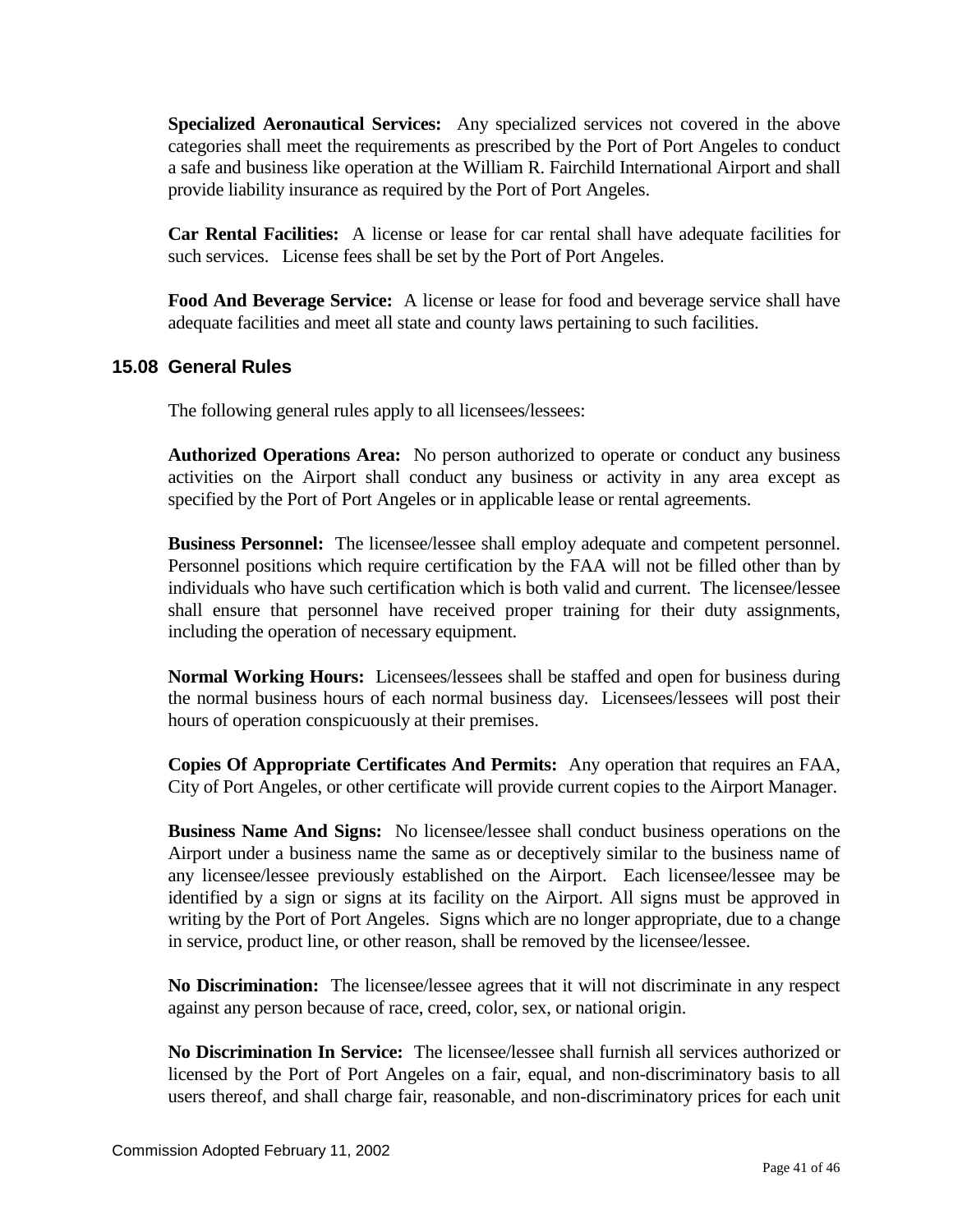**Specialized Aeronautical Services:** Any specialized services not covered in the above categories shall meet the requirements as prescribed by the Port of Port Angeles to conduct a safe and business like operation at the William R. Fairchild International Airport and shall provide liability insurance as required by the Port of Port Angeles.

**Car Rental Facilities:** A license or lease for car rental shall have adequate facilities for such services. License fees shall be set by the Port of Port Angeles.

**Food And Beverage Service:** A license or lease for food and beverage service shall have adequate facilities and meet all state and county laws pertaining to such facilities.

## 15.08 General Rules

The following general rules apply to all licensees/lessees:

**Authorized Operations Area:** No person authorized to operate or conduct any business activities on the Airport shall conduct any business or activity in any area except as specified by the Port of Port Angeles or in applicable lease or rental agreements.

**Business Personnel:** The licensee/lessee shall employ adequate and competent personnel. Personnel positions which require certification by the FAA will not be filled other than by individuals who have such certification which is both valid and current. The licensee/lessee shall ensure that personnel have received proper training for their duty assignments, including the operation of necessary equipment.

**Normal Working Hours:** Licensees/lessees shall be staffed and open for business during the normal business hours of each normal business day. Licensees/lessees will post their hours of operation conspicuously at their premises.

**Copies Of Appropriate Certificates And Permits:** Any operation that requires an FAA, City of Port Angeles, or other certificate will provide current copies to the Airport Manager.

**Business Name And Signs:** No licensee/lessee shall conduct business operations on the Airport under a business name the same as or deceptively similar to the business name of any licensee/lessee previously established on the Airport. Each licensee/lessee may be identified by a sign or signs at its facility on the Airport. All signs must be approved in writing by the Port of Port Angeles. Signs which are no longer appropriate, due to a change in service, product line, or other reason, shall be removed by the licensee/lessee.

**No Discrimination:** The licensee/lessee agrees that it will not discriminate in any respect against any person because of race, creed, color, sex, or national origin.

**No Discrimination In Service:** The licensee/lessee shall furnish all services authorized or licensed by the Port of Port Angeles on a fair, equal, and non-discriminatory basis to all users thereof, and shall charge fair, reasonable, and non-discriminatory prices for each unit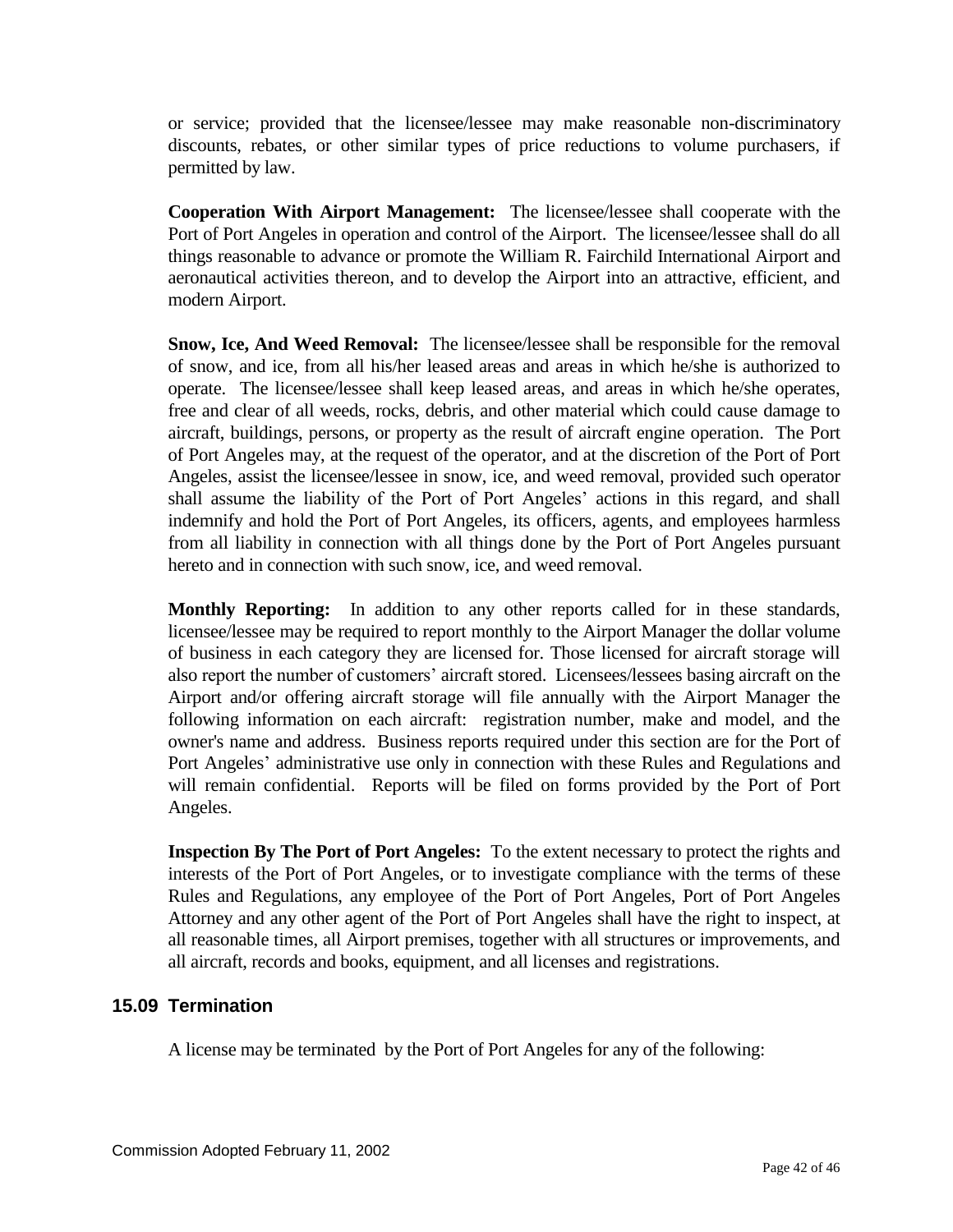or service; provided that the licensee/lessee may make reasonable non-discriminatory discounts, rebates, or other similar types of price reductions to volume purchasers, if permitted by law.

**Cooperation With Airport Management:** The licensee/lessee shall cooperate with the Port of Port Angeles in operation and control of the Airport. The licensee/lessee shall do all things reasonable to advance or promote the William R. Fairchild International Airport and aeronautical activities thereon, and to develop the Airport into an attractive, efficient, and modern Airport.

**Snow, Ice, And Weed Removal:** The licensee/lessee shall be responsible for the removal of snow, and ice, from all his/her leased areas and areas in which he/she is authorized to operate. The licensee/lessee shall keep leased areas, and areas in which he/she operates, free and clear of all weeds, rocks, debris, and other material which could cause damage to aircraft, buildings, persons, or property as the result of aircraft engine operation. The Port of Port Angeles may, at the request of the operator, and at the discretion of the Port of Port Angeles, assist the licensee/lessee in snow, ice, and weed removal, provided such operator shall assume the liability of the Port of Port Angeles' actions in this regard, and shall indemnify and hold the Port of Port Angeles, its officers, agents, and employees harmless from all liability in connection with all things done by the Port of Port Angeles pursuant hereto and in connection with such snow, ice, and weed removal.

**Monthly Reporting:** In addition to any other reports called for in these standards, licensee/lessee may be required to report monthly to the Airport Manager the dollar volume of business in each category they are licensed for. Those licensed for aircraft storage will also report the number of customers' aircraft stored. Licensees/lessees basing aircraft on the Airport and/or offering aircraft storage will file annually with the Airport Manager the following information on each aircraft: registration number, make and model, and the owner's name and address. Business reports required under this section are for the Port of Port Angeles' administrative use only in connection with these Rules and Regulations and will remain confidential. Reports will be filed on forms provided by the Port of Port Angeles.

**Inspection By The Port of Port Angeles:** To the extent necessary to protect the rights and interests of the Port of Port Angeles, or to investigate compliance with the terms of these Rules and Regulations, any employee of the Port of Port Angeles, Port of Port Angeles Attorney and any other agent of the Port of Port Angeles shall have the right to inspect, at all reasonable times, all Airport premises, together with all structures or improvements, and all aircraft, records and books, equipment, and all licenses and registrations.

### 15.09 Termination

A license may be terminated by the Port of Port Angeles for any of the following:

Commission Adopted February 11, 2002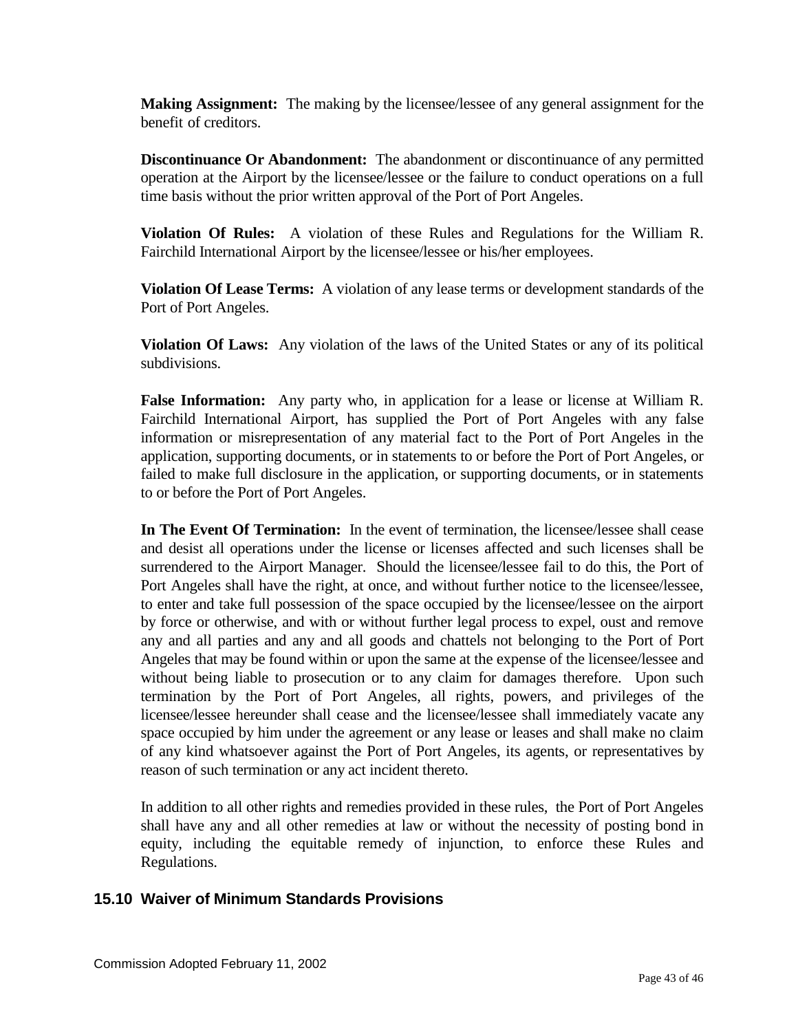**Making Assignment:** The making by the licensee/lessee of any general assignment for the benefit of creditors.

**Discontinuance Or Abandonment:** The abandonment or discontinuance of any permitted operation at the Airport by the licensee/lessee or the failure to conduct operations on a full time basis without the prior written approval of the Port of Port Angeles.

**Violation Of Rules:** A violation of these Rules and Regulations for the William R. Fairchild International Airport by the licensee/lessee or his/her employees.

**Violation Of Lease Terms:** A violation of any lease terms or development standards of the Port of Port Angeles.

**Violation Of Laws:** Any violation of the laws of the United States or any of its political subdivisions.

**False Information:** Any party who, in application for a lease or license at William R. Fairchild International Airport, has supplied the Port of Port Angeles with any false information or misrepresentation of any material fact to the Port of Port Angeles in the application, supporting documents, or in statements to or before the Port of Port Angeles, or failed to make full disclosure in the application, or supporting documents, or in statements to or before the Port of Port Angeles.

**In The Event Of Termination:** In the event of termination, the licensee/lessee shall cease and desist all operations under the license or licenses affected and such licenses shall be surrendered to the Airport Manager. Should the licensee/lessee fail to do this, the Port of Port Angeles shall have the right, at once, and without further notice to the licensee/lessee, to enter and take full possession of the space occupied by the licensee/lessee on the airport by force or otherwise, and with or without further legal process to expel, oust and remove any and all parties and any and all goods and chattels not belonging to the Port of Port Angeles that may be found within or upon the same at the expense of the licensee/lessee and without being liable to prosecution or to any claim for damages therefore. Upon such termination by the Port of Port Angeles, all rights, powers, and privileges of the licensee/lessee hereunder shall cease and the licensee/lessee shall immediately vacate any space occupied by him under the agreement or any lease or leases and shall make no claim of any kind whatsoever against the Port of Port Angeles, its agents, or representatives by reason of such termination or any act incident thereto.

In addition to all other rights and remedies provided in these rules, the Port of Port Angeles shall have any and all other remedies at law or without the necessity of posting bond in equity, including the equitable remedy of injunction, to enforce these Rules and Regulations.

## 15.10 Waiver of Minimum Standards Provisions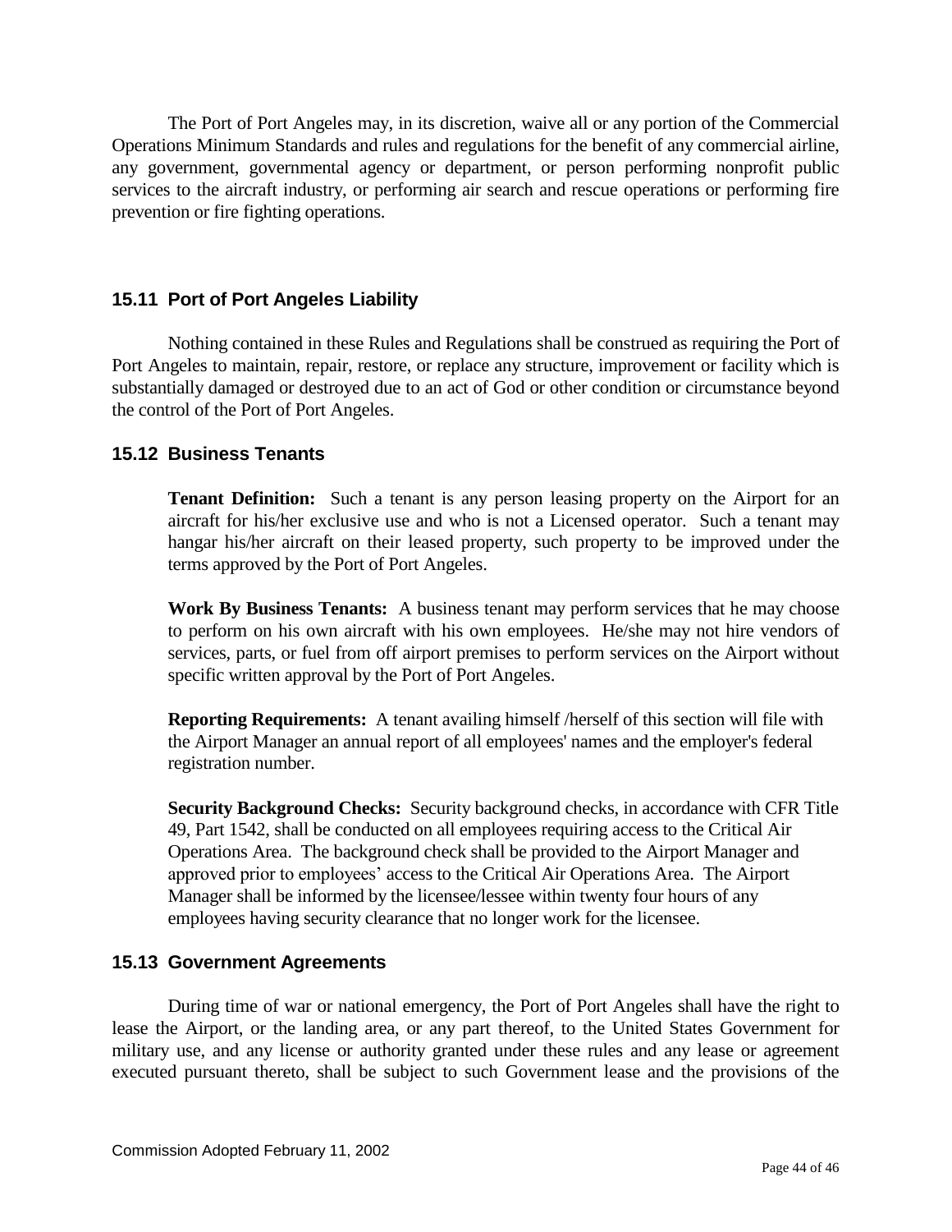The Port of Port Angeles may, in its discretion, waive all or any portion of the Commercial Operations Minimum Standards and rules and regulations for the benefit of any commercial airline, any government, governmental agency or department, or person performing nonprofit public services to the aircraft industry, or performing air search and rescue operations or performing fire prevention or fire fighting operations.

### 15.11 Port of Port Angeles Liability

Nothing contained in these Rules and Regulations shall be construed as requiring the Port of Port Angeles to maintain, repair, restore, or replace any structure, improvement or facility which is substantially damaged or destroyed due to an act of God or other condition or circumstance beyond the control of the Port of Port Angeles.

### 15.12 Business Tenants

**Tenant Definition:** Such a tenant is any person leasing property on the Airport for an aircraft for his/her exclusive use and who is not a Licensed operator. Such a tenant may hangar his/her aircraft on their leased property, such property to be improved under the terms approved by the Port of Port Angeles.

**Work By Business Tenants:** A business tenant may perform services that he may choose to perform on his own aircraft with his own employees. He/she may not hire vendors of services, parts, or fuel from off airport premises to perform services on the Airport without specific written approval by the Port of Port Angeles.

**Reporting Requirements:** A tenant availing himself /herself of this section will file with the Airport Manager an annual report of all employees' names and the employer's federal registration number.

**Security Background Checks:** Security background checks, in accordance with CFR Title 49, Part 1542, shall be conducted on all employees requiring access to the Critical Air Operations Area. The background check shall be provided to the Airport Manager and approved prior to employees' access to the Critical Air Operations Area. The Airport Manager shall be informed by the licensee/lessee within twenty four hours of any employees having security clearance that no longer work for the licensee.

### 15.13 Government Agreements

During time of war or national emergency, the Port of Port Angeles shall have the right to lease the Airport, or the landing area, or any part thereof, to the United States Government for military use, and any license or authority granted under these rules and any lease or agreement executed pursuant thereto, shall be subject to such Government lease and the provisions of the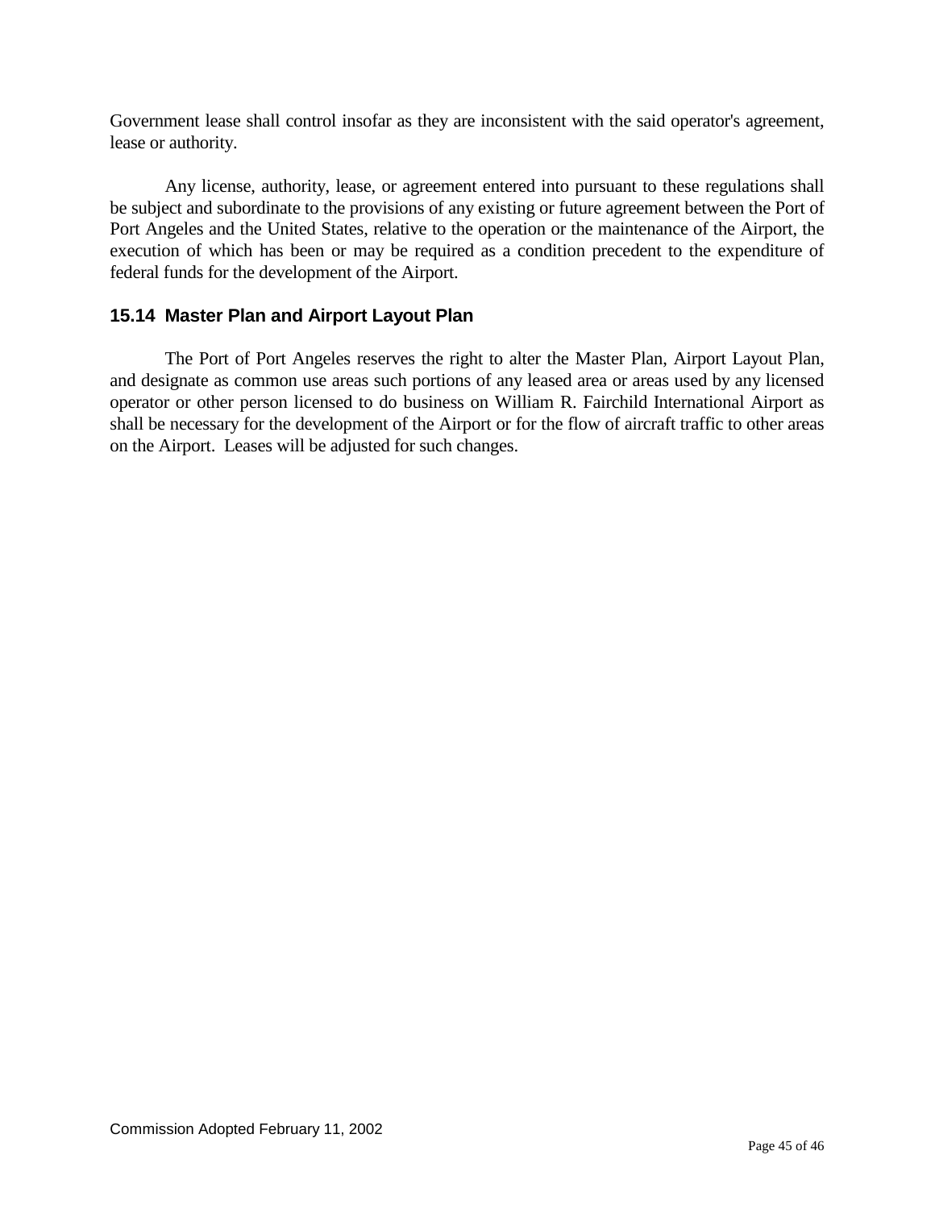Government lease shall control insofar as they are inconsistent with the said operator's agreement, lease or authority.

Any license, authority, lease, or agreement entered into pursuant to these regulations shall be subject and subordinate to the provisions of any existing or future agreement between the Port of Port Angeles and the United States, relative to the operation or the maintenance of the Airport, the execution of which has been or may be required as a condition precedent to the expenditure of federal funds for the development of the Airport.

### 15.14 Master Plan and Airport Layout Plan

The Port of Port Angeles reserves the right to alter the Master Plan, Airport Layout Plan, and designate as common use areas such portions of any leased area or areas used by any licensed operator or other person licensed to do business on William R. Fairchild International Airport as shall be necessary for the development of the Airport or for the flow of aircraft traffic to other areas on the Airport. Leases will be adjusted for such changes.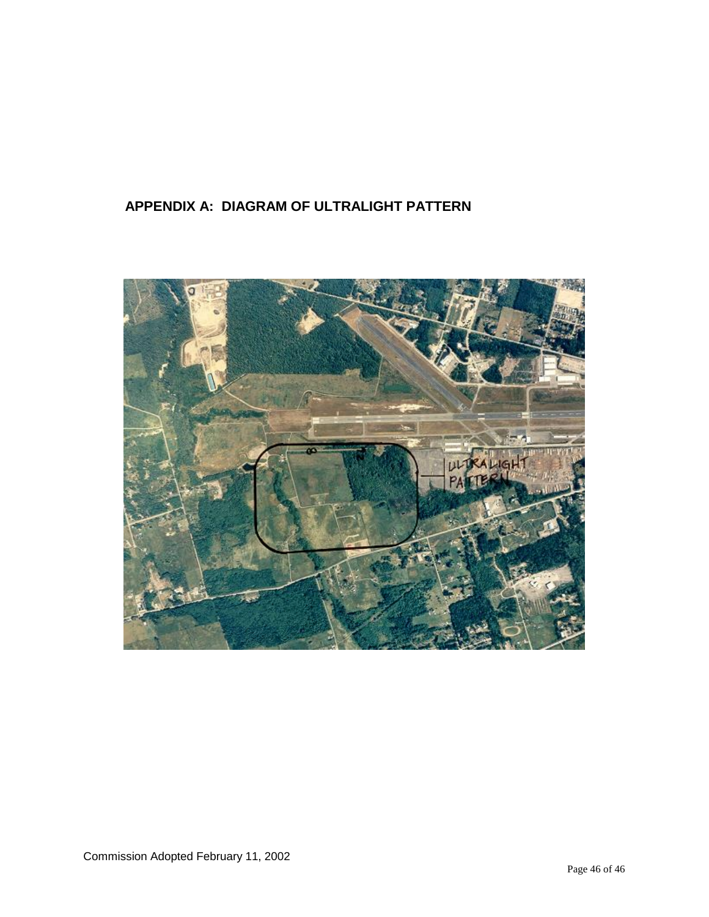## APPENDIX A: DIAGRAM OF ULTRALIGHT PATTERN

Commission Adopted February 11, 2002